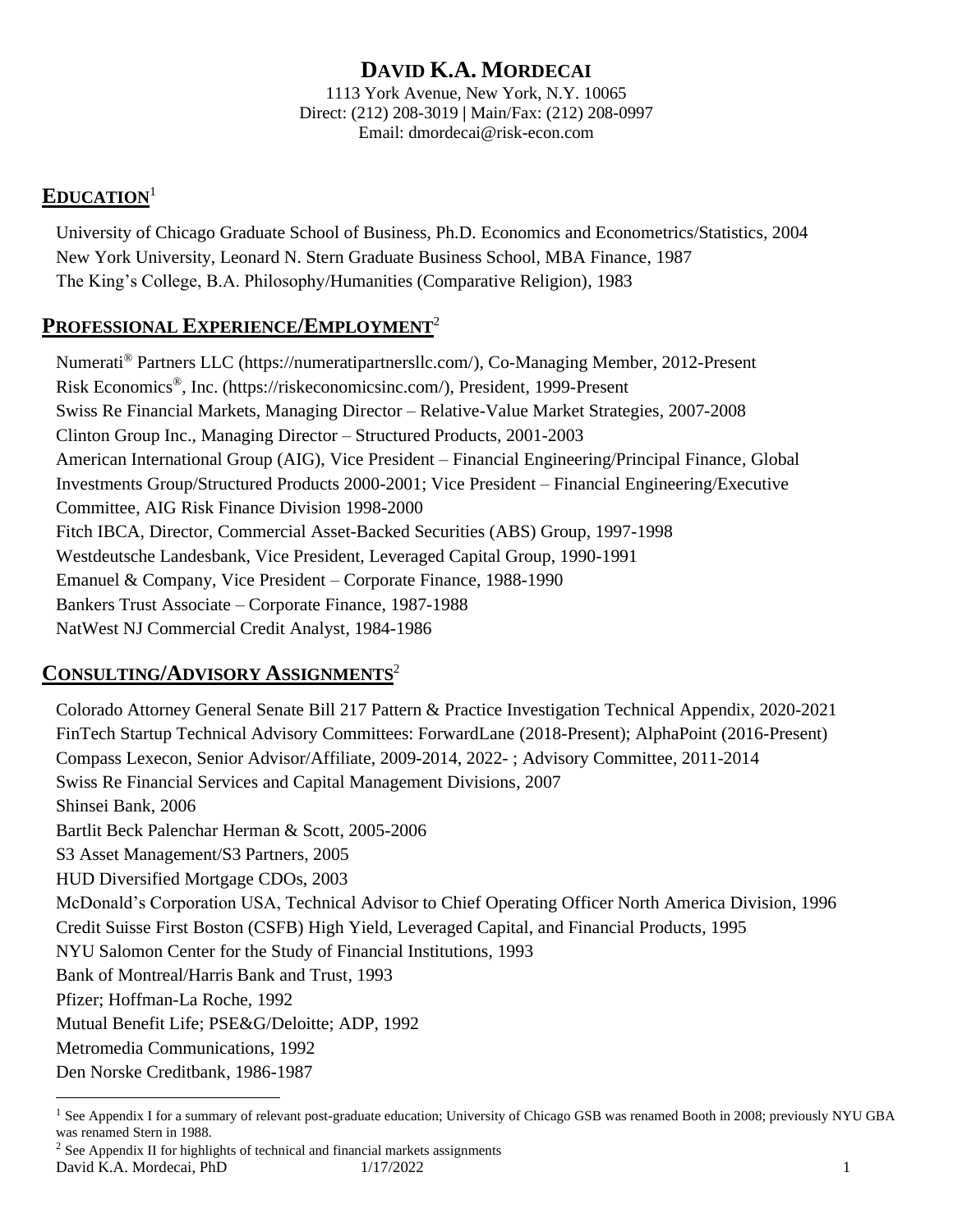# DAVID K.A. MORDECAI

1113 York Avenue, New York, N.Y. 10065
Direct: (212) 208-3019 | Main/Fax: (212) 208-0997
Email: dmordecai@risk-econ.com

## EDUCATION[1]

University of Chicago Graduate School of Business, Ph.D. Economics and Econometrics/Statistics, 2004
New York University, Leonard N. Stern Graduate Business School, MBA Finance, 1987
The King's College, B.A. Philosophy/Humanities (Comparative Religion), 1983

## PROFESSIONAL EXPERIENCE/EMPLOYMENT[2]

Numerati® Partners LLC (https://numeratipartnersllc.com/), Co-Managing Member, 2012-Present
Risk Economics®, Inc. (https://riskeconomicsinc.com/), President, 1999-Present
Swiss Re Financial Markets, Managing Director – Relative-Value Market Strategies, 2007-2008
Clinton Group Inc., Managing Director – Structured Products, 2001-2003
American International Group (AIG), Vice President – Financial Engineering/Principal Finance, Global Investments Group/Structured Products 2000-2001; Vice President – Financial Engineering/Executive Committee, AIG Risk Finance Division 1998-2000
Fitch IBCA, Director, Commercial Asset-Backed Securities (ABS) Group, 1997-1998
Westdeutsche Landesbank, Vice President, Leveraged Capital Group, 1990-1991
Emanuel & Company, Vice President – Corporate Finance, 1988-1990
Bankers Trust Associate – Corporate Finance, 1987-1988
NatWest NJ Commercial Credit Analyst, 1984-1986

## CONSULTING/ADVISORY ASSIGNMENTS[2]

Colorado Attorney General Senate Bill 217 Pattern & Practice Investigation Technical Appendix, 2020-2021
FinTech Startup Technical Advisory Committees: ForwardLane (2018-Present); AlphaPoint (2016-Present)
Compass Lexecon, Senior Advisor/Affiliate, 2009-2014, 2022- ; Advisory Committee, 2011-2014
Swiss Re Financial Services and Capital Management Divisions, 2007
Shinsei Bank, 2006
Bartlit Beck Palenchar Herman & Scott, 2005-2006
S3 Asset Management/S3 Partners, 2005
HUD Diversified Mortgage CDOs, 2003
McDonald's Corporation USA, Technical Advisor to Chief Operating Officer North America Division, 1996
Credit Suisse First Boston (CSFB) High Yield, Leveraged Capital, and Financial Products, 1995
NYU Salomon Center for the Study of Financial Institutions, 1993
Bank of Montreal/Harris Bank and Trust, 1993
Pfizer; Hoffman-La Roche, 1992
Mutual Benefit Life; PSE&G/Deloitte; ADP, 1992
Metromedia Communications, 1992
Den Norske Creditbank, 1986-1987

---

[1] See Appendix I for a summary of relevant post-graduate education; University of Chicago GSB was renamed Booth in 2008; previously NYU GBA was renamed Stern in 1988.

[2] See Appendix II for highlights of technical and financial markets assignments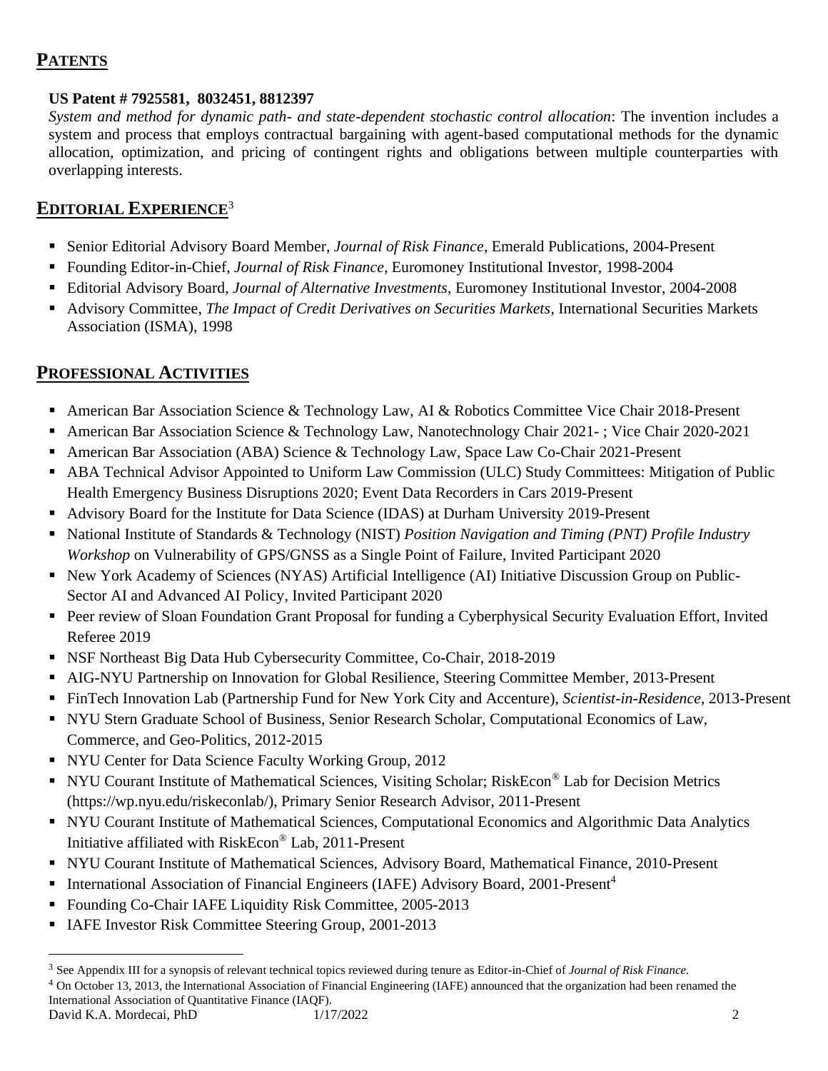## PATENTS

**US Patent # 7925581, 8032451, 8812397**

*System and method for dynamic path- and state-dependent stochastic control allocation*: The invention includes a system and process that employs contractual bargaining with agent-based computational methods for the dynamic allocation, optimization, and pricing of contingent rights and obligations between multiple counterparties with overlapping interests.

## EDITORIAL EXPERIENCE[3]

- Senior Editorial Advisory Board Member, *Journal of Risk Finance*, Emerald Publications, 2004-Present
- Founding Editor-in-Chief, *Journal of Risk Finance*, Euromoney Institutional Investor, 1998-2004
- Editorial Advisory Board, *Journal of Alternative Investments*, Euromoney Institutional Investor, 2004-2008
- Advisory Committee, *The Impact of Credit Derivatives on Securities Markets*, International Securities Markets Association (ISMA), 1998

## PROFESSIONAL ACTIVITIES

- American Bar Association Science & Technology Law, AI & Robotics Committee Vice Chair 2018-Present
- American Bar Association Science & Technology Law, Nanotechnology Chair 2021- ; Vice Chair 2020-2021
- American Bar Association (ABA) Science & Technology Law, Space Law Co-Chair 2021-Present
- ABA Technical Advisor Appointed to Uniform Law Commission (ULC) Study Committees: Mitigation of Public Health Emergency Business Disruptions 2020; Event Data Recorders in Cars 2019-Present
- Advisory Board for the Institute for Data Science (IDAS) at Durham University 2019-Present
- National Institute of Standards & Technology (NIST) *Position Navigation and Timing (PNT) Profile Industry Workshop* on Vulnerability of GPS/GNSS as a Single Point of Failure, Invited Participant 2020
- New York Academy of Sciences (NYAS) Artificial Intelligence (AI) Initiative Discussion Group on Public-Sector AI and Advanced AI Policy, Invited Participant 2020
- Peer review of Sloan Foundation Grant Proposal for funding a Cyberphysical Security Evaluation Effort, Invited Referee 2019
- NSF Northeast Big Data Hub Cybersecurity Committee, Co-Chair, 2018-2019
- AIG-NYU Partnership on Innovation for Global Resilience, Steering Committee Member, 2013-Present
- FinTech Innovation Lab (Partnership Fund for New York City and Accenture), *Scientist-in-Residence*, 2013-Present
- NYU Stern Graduate School of Business, Senior Research Scholar, Computational Economics of Law, Commerce, and Geo-Politics, 2012-2015
- NYU Center for Data Science Faculty Working Group, 2012
- NYU Courant Institute of Mathematical Sciences, Visiting Scholar; RiskEcon® Lab for Decision Metrics (https://wp.nyu.edu/riskeconlab/), Primary Senior Research Advisor, 2011-Present
- NYU Courant Institute of Mathematical Sciences, Computational Economics and Algorithmic Data Analytics Initiative affiliated with RiskEcon® Lab, 2011-Present
- NYU Courant Institute of Mathematical Sciences, Advisory Board, Mathematical Finance, 2010-Present
- International Association of Financial Engineers (IAFE) Advisory Board, 2001-Present[4]
- Founding Co-Chair IAFE Liquidity Risk Committee, 2005-2013
- IAFE Investor Risk Committee Steering Group, 2001-2013

---

[3] See Appendix III for a synopsis of relevant technical topics reviewed during tenure as Editor-in-Chief of *Journal of Risk Finance*.

[4] On October 13, 2013, the International Association of Financial Engineering (IAFE) announced that the organization had been renamed the International Association of Quantitative Finance (IAQF).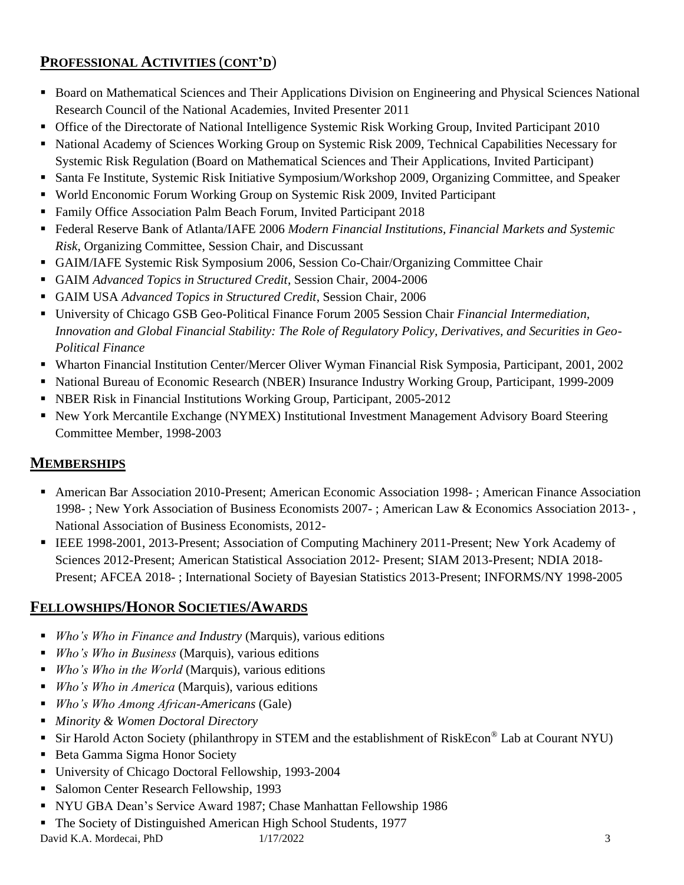## Professional Activities (cont'd)

- Board on Mathematical Sciences and Their Applications Division on Engineering and Physical Sciences National Research Council of the National Academies, Invited Presenter 2011
- Office of the Directorate of National Intelligence Systemic Risk Working Group, Invited Participant 2010
- National Academy of Sciences Working Group on Systemic Risk 2009, Technical Capabilities Necessary for Systemic Risk Regulation (Board on Mathematical Sciences and Their Applications, Invited Participant)
- Santa Fe Institute, Systemic Risk Initiative Symposium/Workshop 2009, Organizing Committee, and Speaker
- World Enconomic Forum Working Group on Systemic Risk 2009, Invited Participant
- Family Office Association Palm Beach Forum, Invited Participant 2018
- Federal Reserve Bank of Atlanta/IAFE 2006 *Modern Financial Institutions, Financial Markets and Systemic Risk*, Organizing Committee, Session Chair, and Discussant
- GAIM/IAFE Systemic Risk Symposium 2006, Session Co-Chair/Organizing Committee Chair
- GAIM *Advanced Topics in Structured Credit*, Session Chair, 2004-2006
- GAIM USA *Advanced Topics in Structured Credit*, Session Chair, 2006
- University of Chicago GSB Geo-Political Finance Forum 2005 Session Chair *Financial Intermediation, Innovation and Global Financial Stability: The Role of Regulatory Policy, Derivatives, and Securities in Geo-Political Finance*
- Wharton Financial Institution Center/Mercer Oliver Wyman Financial Risk Symposia, Participant, 2001, 2002
- National Bureau of Economic Research (NBER) Insurance Industry Working Group, Participant, 1999-2009
- NBER Risk in Financial Institutions Working Group, Participant, 2005-2012
- New York Mercantile Exchange (NYMEX) Institutional Investment Management Advisory Board Steering Committee Member, 1998-2003

## Memberships

- American Bar Association 2010-Present; American Economic Association 1998- ; American Finance Association 1998- ; New York Association of Business Economists 2007- ; American Law & Economics Association 2013- , National Association of Business Economists, 2012-
- IEEE 1998-2001, 2013-Present; Association of Computing Machinery 2011-Present; New York Academy of Sciences 2012-Present; American Statistical Association 2012- Present; SIAM 2013-Present; NDIA 2018-Present; AFCEA 2018- ; International Society of Bayesian Statistics 2013-Present; INFORMS/NY 1998-2005

## Fellowships/Honor Societies/Awards

- *Who's Who in Finance and Industry* (Marquis), various editions
- *Who's Who in Business* (Marquis), various editions
- *Who's Who in the World* (Marquis), various editions
- *Who's Who in America* (Marquis), various editions
- *Who's Who Among African-Americans* (Gale)
- *Minority & Women Doctoral Directory*
- Sir Harold Acton Society (philanthropy in STEM and the establishment of RiskEcon® Lab at Courant NYU)
- Beta Gamma Sigma Honor Society
- University of Chicago Doctoral Fellowship, 1993-2004
- Salomon Center Research Fellowship, 1993
- NYU GBA Dean's Service Award 1987; Chase Manhattan Fellowship 1986
- The Society of Distinguished American High School Students, 1977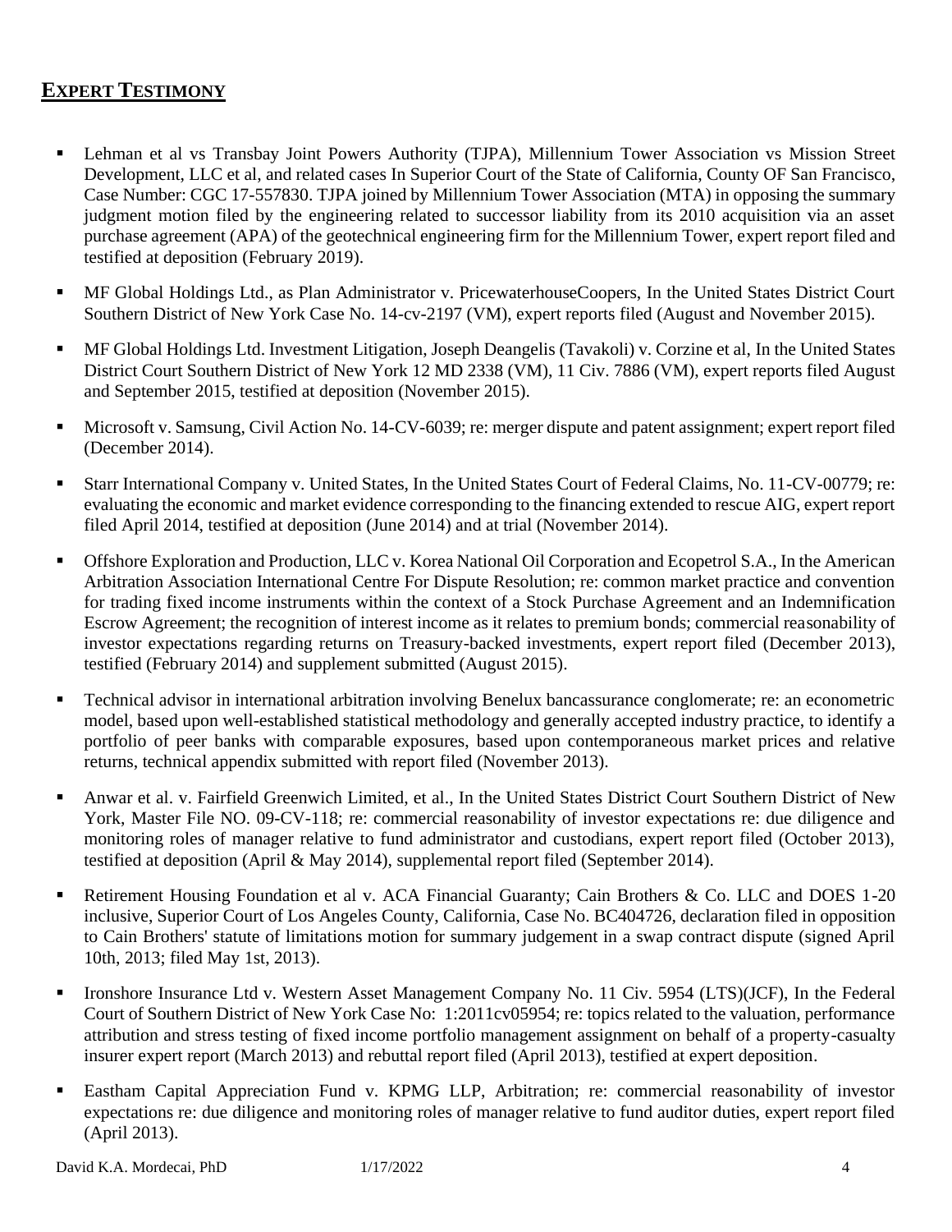## EXPERT TESTIMONY

- Lehman et al vs Transbay Joint Powers Authority (TJPA), Millennium Tower Association vs Mission Street Development, LLC et al, and related cases In Superior Court of the State of California, County OF San Francisco, Case Number: CGC 17-557830. TJPA joined by Millennium Tower Association (MTA) in opposing the summary judgment motion filed by the engineering related to successor liability from its 2010 acquisition via an asset purchase agreement (APA) of the geotechnical engineering firm for the Millennium Tower, expert report filed and testified at deposition (February 2019).
- MF Global Holdings Ltd., as Plan Administrator v. PricewaterhouseCoopers, In the United States District Court Southern District of New York Case No. 14-cv-2197 (VM), expert reports filed (August and November 2015).
- MF Global Holdings Ltd. Investment Litigation, Joseph Deangelis (Tavakoli) v. Corzine et al, In the United States District Court Southern District of New York 12 MD 2338 (VM), 11 Civ. 7886 (VM), expert reports filed August and September 2015, testified at deposition (November 2015).
- Microsoft v. Samsung, Civil Action No. 14-CV-6039; re: merger dispute and patent assignment; expert report filed (December 2014).
- Starr International Company v. United States, In the United States Court of Federal Claims, No. 11-CV-00779; re: evaluating the economic and market evidence corresponding to the financing extended to rescue AIG, expert report filed April 2014, testified at deposition (June 2014) and at trial (November 2014).
- Offshore Exploration and Production, LLC v. Korea National Oil Corporation and Ecopetrol S.A., In the American Arbitration Association International Centre For Dispute Resolution; re: common market practice and convention for trading fixed income instruments within the context of a Stock Purchase Agreement and an Indemnification Escrow Agreement; the recognition of interest income as it relates to premium bonds; commercial reasonability of investor expectations regarding returns on Treasury-backed investments, expert report filed (December 2013), testified (February 2014) and supplement submitted (August 2015).
- Technical advisor in international arbitration involving Benelux bancassurance conglomerate; re: an econometric model, based upon well-established statistical methodology and generally accepted industry practice, to identify a portfolio of peer banks with comparable exposures, based upon contemporaneous market prices and relative returns, technical appendix submitted with report filed (November 2013).
- Anwar et al. v. Fairfield Greenwich Limited, et al., In the United States District Court Southern District of New York, Master File NO. 09-CV-118; re: commercial reasonability of investor expectations re: due diligence and monitoring roles of manager relative to fund administrator and custodians, expert report filed (October 2013), testified at deposition (April & May 2014), supplemental report filed (September 2014).
- Retirement Housing Foundation et al v. ACA Financial Guaranty; Cain Brothers & Co. LLC and DOES 1-20 inclusive, Superior Court of Los Angeles County, California, Case No. BC404726, declaration filed in opposition to Cain Brothers' statute of limitations motion for summary judgement in a swap contract dispute (signed April 10th, 2013; filed May 1st, 2013).
- Ironshore Insurance Ltd v. Western Asset Management Company No. 11 Civ. 5954 (LTS)(JCF), In the Federal Court of Southern District of New York Case No: 1:2011cv05954; re: topics related to the valuation, performance attribution and stress testing of fixed income portfolio management assignment on behalf of a property-casualty insurer expert report (March 2013) and rebuttal report filed (April 2013), testified at expert deposition.
- Eastham Capital Appreciation Fund v. KPMG LLP, Arbitration; re: commercial reasonability of investor expectations re: due diligence and monitoring roles of manager relative to fund auditor duties, expert report filed (April 2013).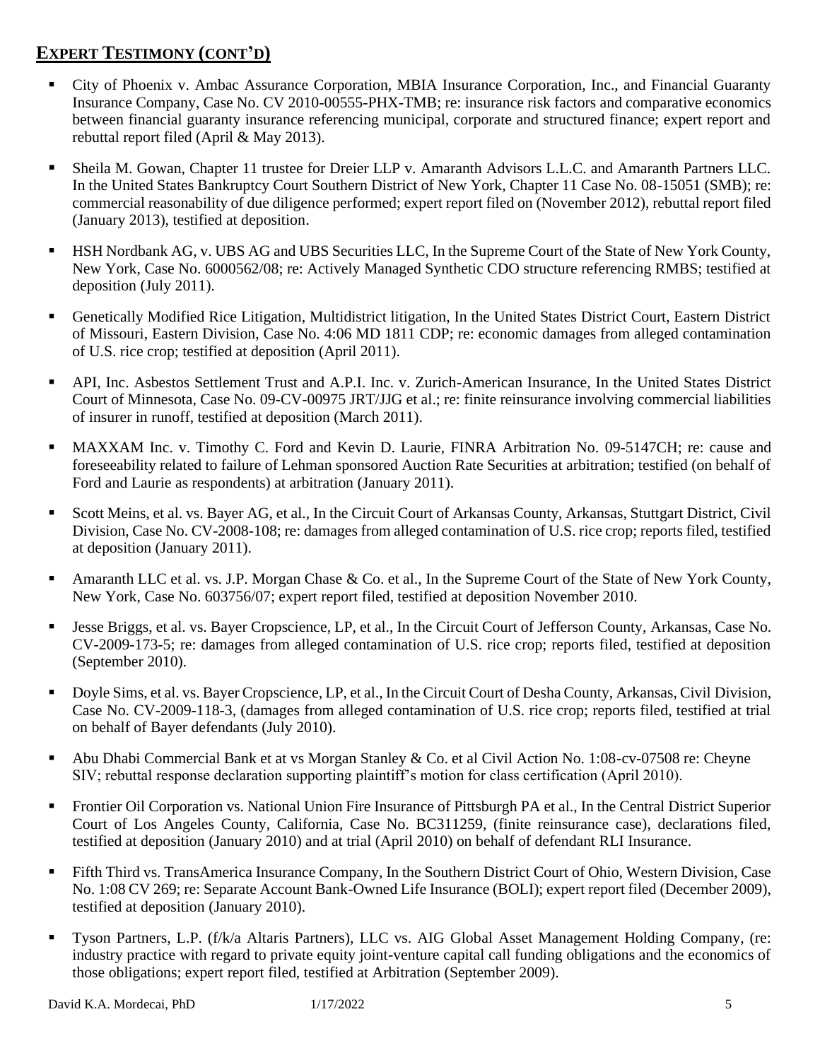## EXPERT TESTIMONY (CONT'D)

- City of Phoenix v. Ambac Assurance Corporation, MBIA Insurance Corporation, Inc., and Financial Guaranty Insurance Company, Case No. CV 2010-00555-PHX-TMB; re: insurance risk factors and comparative economics between financial guaranty insurance referencing municipal, corporate and structured finance; expert report and rebuttal report filed (April & May 2013).
- Sheila M. Gowan, Chapter 11 trustee for Dreier LLP v. Amaranth Advisors L.L.C. and Amaranth Partners LLC. In the United States Bankruptcy Court Southern District of New York, Chapter 11 Case No. 08-15051 (SMB); re: commercial reasonability of due diligence performed; expert report filed on (November 2012), rebuttal report filed (January 2013), testified at deposition.
- HSH Nordbank AG, v. UBS AG and UBS Securities LLC, In the Supreme Court of the State of New York County, New York, Case No. 6000562/08; re: Actively Managed Synthetic CDO structure referencing RMBS; testified at deposition (July 2011).
- Genetically Modified Rice Litigation, Multidistrict litigation, In the United States District Court, Eastern District of Missouri, Eastern Division, Case No. 4:06 MD 1811 CDP; re: economic damages from alleged contamination of U.S. rice crop; testified at deposition (April 2011).
- API, Inc. Asbestos Settlement Trust and A.P.I. Inc. v. Zurich-American Insurance, In the United States District Court of Minnesota, Case No. 09-CV-00975 JRT/JJG et al.; re: finite reinsurance involving commercial liabilities of insurer in runoff, testified at deposition (March 2011).
- MAXXAM Inc. v. Timothy C. Ford and Kevin D. Laurie, FINRA Arbitration No. 09-5147CH; re: cause and foreseeability related to failure of Lehman sponsored Auction Rate Securities at arbitration; testified (on behalf of Ford and Laurie as respondents) at arbitration (January 2011).
- Scott Meins, et al. vs. Bayer AG, et al., In the Circuit Court of Arkansas County, Arkansas, Stuttgart District, Civil Division, Case No. CV-2008-108; re: damages from alleged contamination of U.S. rice crop; reports filed, testified at deposition (January 2011).
- Amaranth LLC et al. vs. J.P. Morgan Chase & Co. et al., In the Supreme Court of the State of New York County, New York, Case No. 603756/07; expert report filed, testified at deposition November 2010.
- Jesse Briggs, et al. vs. Bayer Cropscience, LP, et al., In the Circuit Court of Jefferson County, Arkansas, Case No. CV-2009-173-5; re: damages from alleged contamination of U.S. rice crop; reports filed, testified at deposition (September 2010).
- Doyle Sims, et al. vs. Bayer Cropscience, LP, et al., In the Circuit Court of Desha County, Arkansas, Civil Division, Case No. CV-2009-118-3, (damages from alleged contamination of U.S. rice crop; reports filed, testified at trial on behalf of Bayer defendants (July 2010).
- Abu Dhabi Commercial Bank et at vs Morgan Stanley & Co. et al Civil Action No. 1:08-cv-07508 re: Cheyne SIV; rebuttal response declaration supporting plaintiff's motion for class certification (April 2010).
- Frontier Oil Corporation vs. National Union Fire Insurance of Pittsburgh PA et al., In the Central District Superior Court of Los Angeles County, California, Case No. BC311259, (finite reinsurance case), declarations filed, testified at deposition (January 2010) and at trial (April 2010) on behalf of defendant RLI Insurance.
- Fifth Third vs. TransAmerica Insurance Company, In the Southern District Court of Ohio, Western Division, Case No. 1:08 CV 269; re: Separate Account Bank-Owned Life Insurance (BOLI); expert report filed (December 2009), testified at deposition (January 2010).
- Tyson Partners, L.P. (f/k/a Altaris Partners), LLC vs. AIG Global Asset Management Holding Company, (re: industry practice with regard to private equity joint-venture capital call funding obligations and the economics of those obligations; expert report filed, testified at Arbitration (September 2009).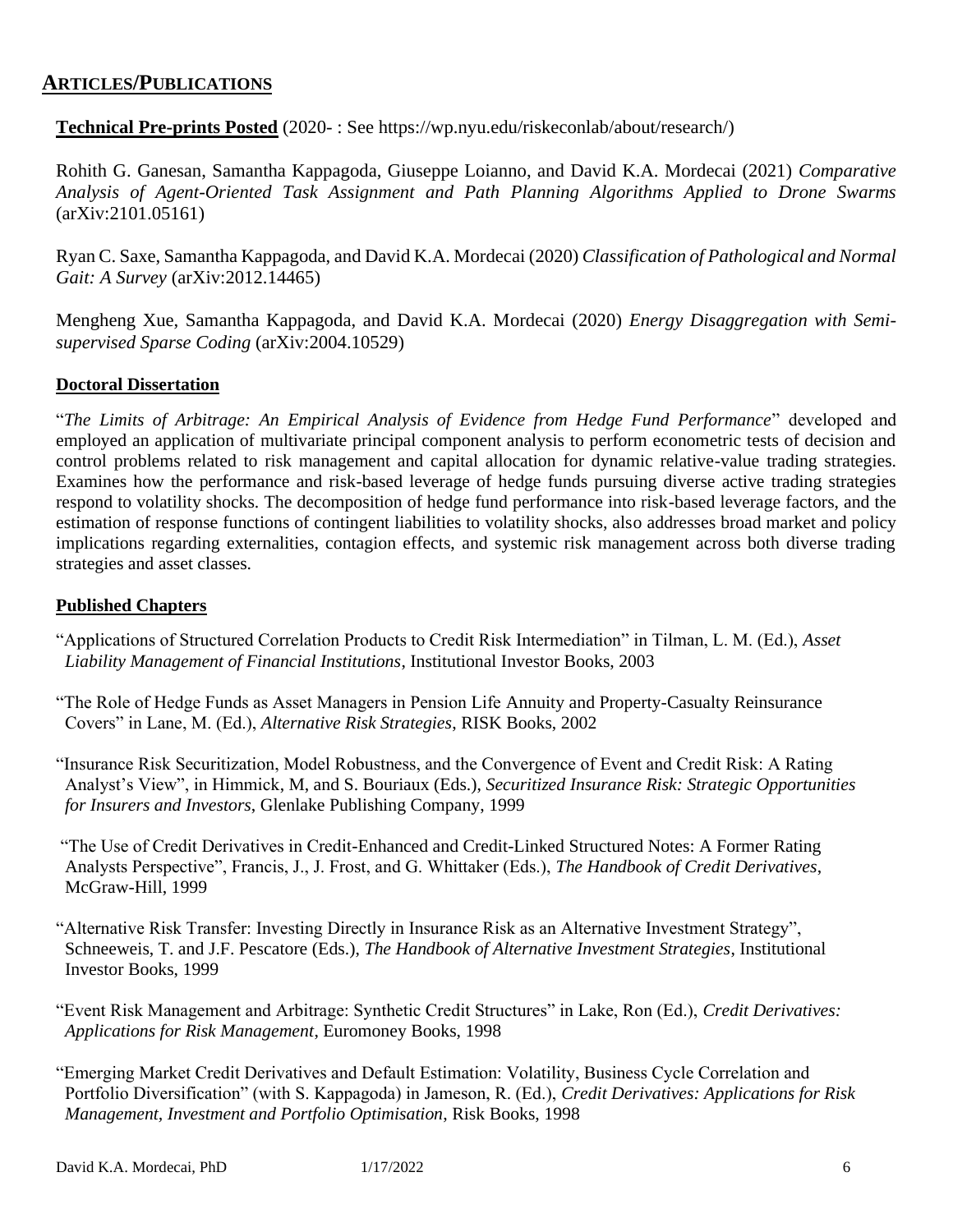## ARTICLES/PUBLICATIONS

**Technical Pre-prints Posted** (2020- : See https://wp.nyu.edu/riskeconlab/about/research/)

Rohith G. Ganesan, Samantha Kappagoda, Giuseppe Loianno, and David K.A. Mordecai (2021) *Comparative Analysis of Agent-Oriented Task Assignment and Path Planning Algorithms Applied to Drone Swarms* (arXiv:2101.05161)

Ryan C. Saxe, Samantha Kappagoda, and David K.A. Mordecai (2020) *Classification of Pathological and Normal Gait: A Survey* (arXiv:2012.14465)

Mengheng Xue, Samantha Kappagoda, and David K.A. Mordecai (2020) *Energy Disaggregation with Semi-supervised Sparse Coding* (arXiv:2004.10529)

**Doctoral Dissertation**

"*The Limits of Arbitrage: An Empirical Analysis of Evidence from Hedge Fund Performance*" developed and employed an application of multivariate principal component analysis to perform econometric tests of decision and control problems related to risk management and capital allocation for dynamic relative-value trading strategies. Examines how the performance and risk-based leverage of hedge funds pursuing diverse active trading strategies respond to volatility shocks. The decomposition of hedge fund performance into risk-based leverage factors, and the estimation of response functions of contingent liabilities to volatility shocks, also addresses broad market and policy implications regarding externalities, contagion effects, and systemic risk management across both diverse trading strategies and asset classes.

**Published Chapters**

"Applications of Structured Correlation Products to Credit Risk Intermediation" in Tilman, L. M. (Ed.), *Asset Liability Management of Financial Institutions*, Institutional Investor Books, 2003

"The Role of Hedge Funds as Asset Managers in Pension Life Annuity and Property-Casualty Reinsurance Covers" in Lane, M. (Ed.), *Alternative Risk Strategies*, RISK Books, 2002

"Insurance Risk Securitization, Model Robustness, and the Convergence of Event and Credit Risk: A Rating Analyst's View", in Himmick, M, and S. Bouriaux (Eds.), *Securitized Insurance Risk: Strategic Opportunities for Insurers and Investors*, Glenlake Publishing Company, 1999

"The Use of Credit Derivatives in Credit-Enhanced and Credit-Linked Structured Notes: A Former Rating Analysts Perspective", Francis, J., J. Frost, and G. Whittaker (Eds.), *The Handbook of Credit Derivatives*, McGraw-Hill, 1999

"Alternative Risk Transfer: Investing Directly in Insurance Risk as an Alternative Investment Strategy", Schneeweis, T. and J.F. Pescatore (Eds.), *The Handbook of Alternative Investment Strategies*, Institutional Investor Books, 1999

"Event Risk Management and Arbitrage: Synthetic Credit Structures" in Lake, Ron (Ed.), *Credit Derivatives: Applications for Risk Management*, Euromoney Books, 1998

"Emerging Market Credit Derivatives and Default Estimation: Volatility, Business Cycle Correlation and Portfolio Diversification" (with S. Kappagoda) in Jameson, R. (Ed.), *Credit Derivatives: Applications for Risk Management, Investment and Portfolio Optimisation*, Risk Books, 1998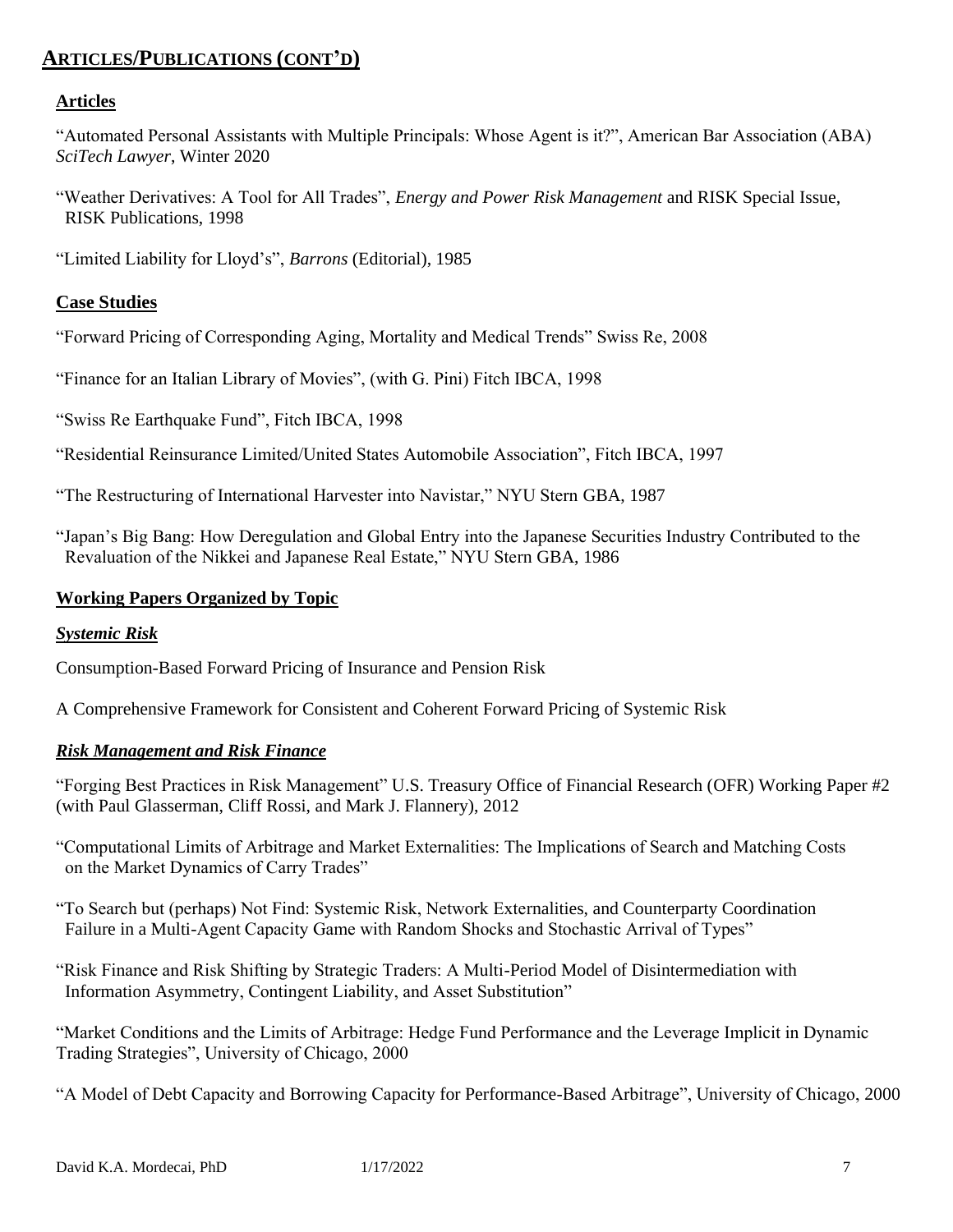## ARTICLES/PUBLICATIONS (CONT'D)

### Articles

"Automated Personal Assistants with Multiple Principals: Whose Agent is it?", American Bar Association (ABA) *SciTech Lawyer*, Winter 2020

"Weather Derivatives: A Tool for All Trades", *Energy and Power Risk Management* and RISK Special Issue, RISK Publications, 1998

"Limited Liability for Lloyd's", *Barrons* (Editorial), 1985

### Case Studies

"Forward Pricing of Corresponding Aging, Mortality and Medical Trends" Swiss Re, 2008

"Finance for an Italian Library of Movies", (with G. Pini) Fitch IBCA, 1998

"Swiss Re Earthquake Fund", Fitch IBCA, 1998

"Residential Reinsurance Limited/United States Automobile Association", Fitch IBCA, 1997

"The Restructuring of International Harvester into Navistar," NYU Stern GBA, 1987

"Japan's Big Bang: How Deregulation and Global Entry into the Japanese Securities Industry Contributed to the Revaluation of the Nikkei and Japanese Real Estate," NYU Stern GBA, 1986

### Working Papers Organized by Topic

#### *Systemic Risk*

Consumption-Based Forward Pricing of Insurance and Pension Risk

A Comprehensive Framework for Consistent and Coherent Forward Pricing of Systemic Risk

#### *Risk Management and Risk Finance*

"Forging Best Practices in Risk Management" U.S. Treasury Office of Financial Research (OFR) Working Paper #2 (with Paul Glasserman, Cliff Rossi, and Mark J. Flannery), 2012

"Computational Limits of Arbitrage and Market Externalities: The Implications of Search and Matching Costs on the Market Dynamics of Carry Trades"

"To Search but (perhaps) Not Find: Systemic Risk, Network Externalities, and Counterparty Coordination Failure in a Multi-Agent Capacity Game with Random Shocks and Stochastic Arrival of Types"

"Risk Finance and Risk Shifting by Strategic Traders: A Multi-Period Model of Disintermediation with Information Asymmetry, Contingent Liability, and Asset Substitution"

"Market Conditions and the Limits of Arbitrage: Hedge Fund Performance and the Leverage Implicit in Dynamic Trading Strategies", University of Chicago, 2000

"A Model of Debt Capacity and Borrowing Capacity for Performance-Based Arbitrage", University of Chicago, 2000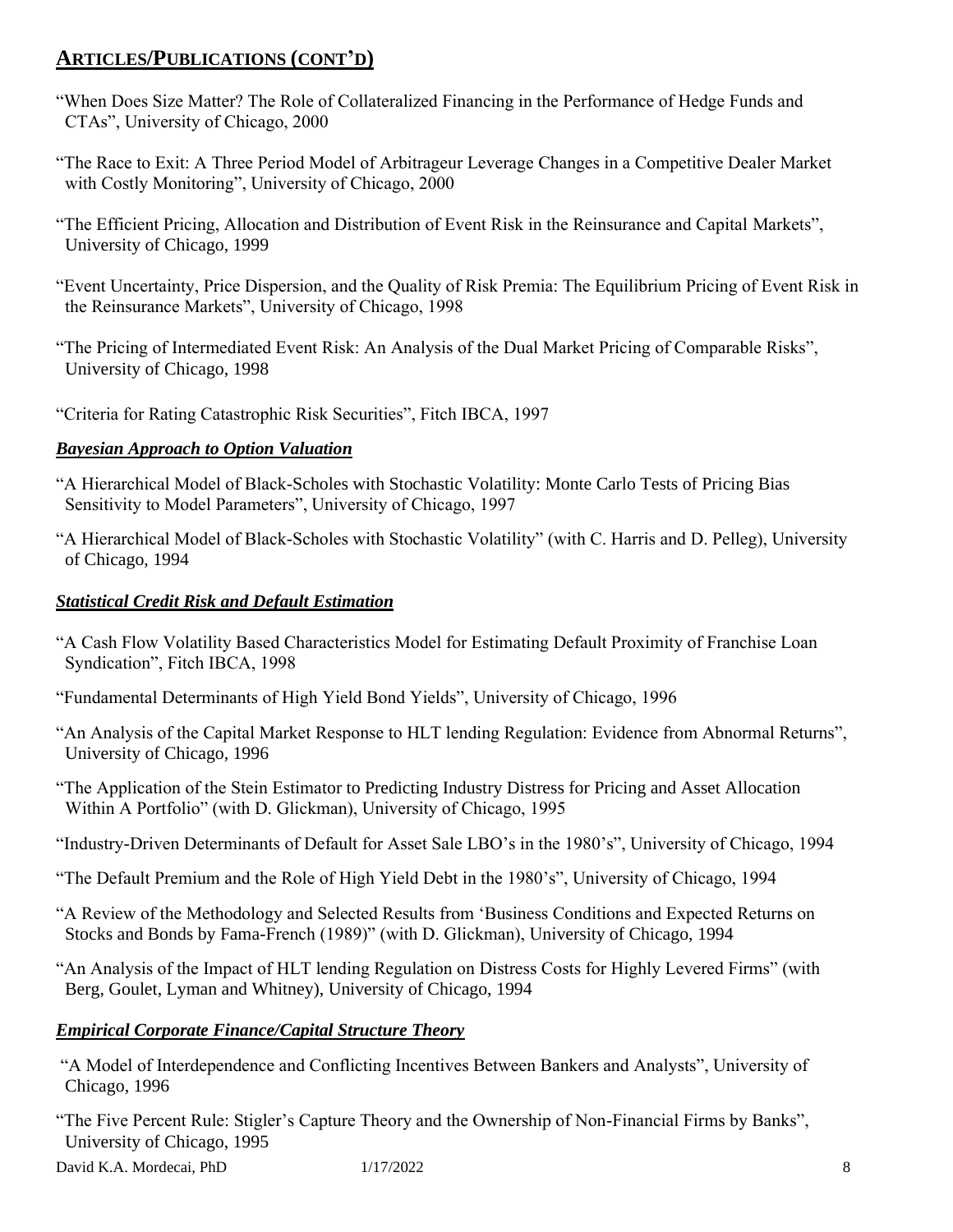## ARTICLES/PUBLICATIONS (CONT'D)

"When Does Size Matter? The Role of Collateralized Financing in the Performance of Hedge Funds and CTAs", University of Chicago, 2000

"The Race to Exit: A Three Period Model of Arbitrageur Leverage Changes in a Competitive Dealer Market with Costly Monitoring", University of Chicago, 2000

"The Efficient Pricing, Allocation and Distribution of Event Risk in the Reinsurance and Capital Markets", University of Chicago, 1999

"Event Uncertainty, Price Dispersion, and the Quality of Risk Premia: The Equilibrium Pricing of Event Risk in the Reinsurance Markets", University of Chicago, 1998

"The Pricing of Intermediated Event Risk: An Analysis of the Dual Market Pricing of Comparable Risks", University of Chicago, 1998

"Criteria for Rating Catastrophic Risk Securities", Fitch IBCA, 1997

### *Bayesian Approach to Option Valuation*

"A Hierarchical Model of Black-Scholes with Stochastic Volatility: Monte Carlo Tests of Pricing Bias Sensitivity to Model Parameters", University of Chicago, 1997

"A Hierarchical Model of Black-Scholes with Stochastic Volatility" (with C. Harris and D. Pelleg), University of Chicago, 1994

### *Statistical Credit Risk and Default Estimation*

"A Cash Flow Volatility Based Characteristics Model for Estimating Default Proximity of Franchise Loan Syndication", Fitch IBCA, 1998

"Fundamental Determinants of High Yield Bond Yields", University of Chicago, 1996

"An Analysis of the Capital Market Response to HLT lending Regulation: Evidence from Abnormal Returns", University of Chicago, 1996

"The Application of the Stein Estimator to Predicting Industry Distress for Pricing and Asset Allocation Within A Portfolio" (with D. Glickman), University of Chicago, 1995

"Industry-Driven Determinants of Default for Asset Sale LBO's in the 1980's", University of Chicago, 1994

"The Default Premium and the Role of High Yield Debt in the 1980's", University of Chicago, 1994

"A Review of the Methodology and Selected Results from 'Business Conditions and Expected Returns on Stocks and Bonds by Fama-French (1989)" (with D. Glickman), University of Chicago, 1994

"An Analysis of the Impact of HLT lending Regulation on Distress Costs for Highly Levered Firms" (with Berg, Goulet, Lyman and Whitney), University of Chicago, 1994

### *Empirical Corporate Finance/Capital Structure Theory*

"A Model of Interdependence and Conflicting Incentives Between Bankers and Analysts", University of Chicago, 1996

"The Five Percent Rule: Stigler's Capture Theory and the Ownership of Non-Financial Firms by Banks", University of Chicago, 1995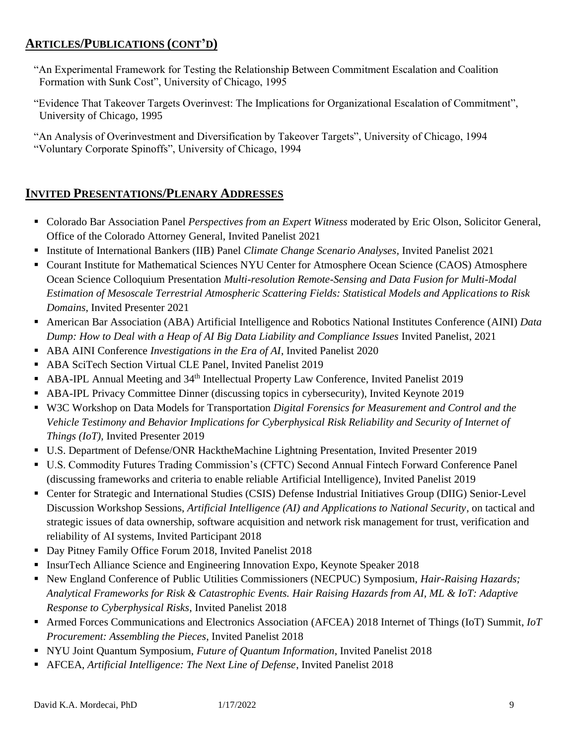## Articles/Publications (cont'd)

"An Experimental Framework for Testing the Relationship Between Commitment Escalation and Coalition Formation with Sunk Cost", University of Chicago, 1995

"Evidence That Takeover Targets Overinvest: The Implications for Organizational Escalation of Commitment", University of Chicago, 1995

"An Analysis of Overinvestment and Diversification by Takeover Targets", University of Chicago, 1994
"Voluntary Corporate Spinoffs", University of Chicago, 1994

## Invited Presentations/Plenary Addresses

- Colorado Bar Association Panel *Perspectives from an Expert Witness* moderated by Eric Olson, Solicitor General, Office of the Colorado Attorney General, Invited Panelist 2021
- Institute of International Bankers (IIB) Panel *Climate Change Scenario Analyses*, Invited Panelist 2021
- Courant Institute for Mathematical Sciences NYU Center for Atmosphere Ocean Science (CAOS) Atmosphere Ocean Science Colloquium Presentation *Multi-resolution Remote-Sensing and Data Fusion for Multi-Modal Estimation of Mesoscale Terrestrial Atmospheric Scattering Fields: Statistical Models and Applications to Risk Domains*, Invited Presenter 2021
- American Bar Association (ABA) Artificial Intelligence and Robotics National Institutes Conference (AINI) *Data Dump: How to Deal with a Heap of AI Big Data Liability and Compliance Issues* Invited Panelist, 2021
- ABA AINI Conference *Investigations in the Era of AI*, Invited Panelist 2020
- ABA SciTech Section Virtual CLE Panel, Invited Panelist 2019
- ABA-IPL Annual Meeting and 34th Intellectual Property Law Conference, Invited Panelist 2019
- ABA-IPL Privacy Committee Dinner (discussing topics in cybersecurity), Invited Keynote 2019
- W3C Workshop on Data Models for Transportation *Digital Forensics for Measurement and Control and the Vehicle Testimony and Behavior Implications for Cyberphysical Risk Reliability and Security of Internet of Things (IoT),* Invited Presenter 2019
- U.S. Department of Defense/ONR HacktheMachine Lightning Presentation, Invited Presenter 2019
- U.S. Commodity Futures Trading Commission's (CFTC) Second Annual Fintech Forward Conference Panel (discussing frameworks and criteria to enable reliable Artificial Intelligence), Invited Panelist 2019
- Center for Strategic and International Studies (CSIS) Defense Industrial Initiatives Group (DIIG) Senior-Level Discussion Workshop Sessions, *Artificial Intelligence (AI) and Applications to National Security*, on tactical and strategic issues of data ownership, software acquisition and network risk management for trust, verification and reliability of AI systems, Invited Participant 2018
- Day Pitney Family Office Forum 2018, Invited Panelist 2018
- InsurTech Alliance Science and Engineering Innovation Expo, Keynote Speaker 2018
- New England Conference of Public Utilities Commissioners (NECPUC) Symposium, *Hair-Raising Hazards; Analytical Frameworks for Risk & Catastrophic Events. Hair Raising Hazards from AI, ML & IoT: Adaptive Response to Cyberphysical Risks*, Invited Panelist 2018
- Armed Forces Communications and Electronics Association (AFCEA) 2018 Internet of Things (IoT) Summit, *IoT Procurement: Assembling the Pieces*, Invited Panelist 2018
- NYU Joint Quantum Symposium, *Future of Quantum Information*, Invited Panelist 2018
- AFCEA, *Artificial Intelligence: The Next Line of Defense*, Invited Panelist 2018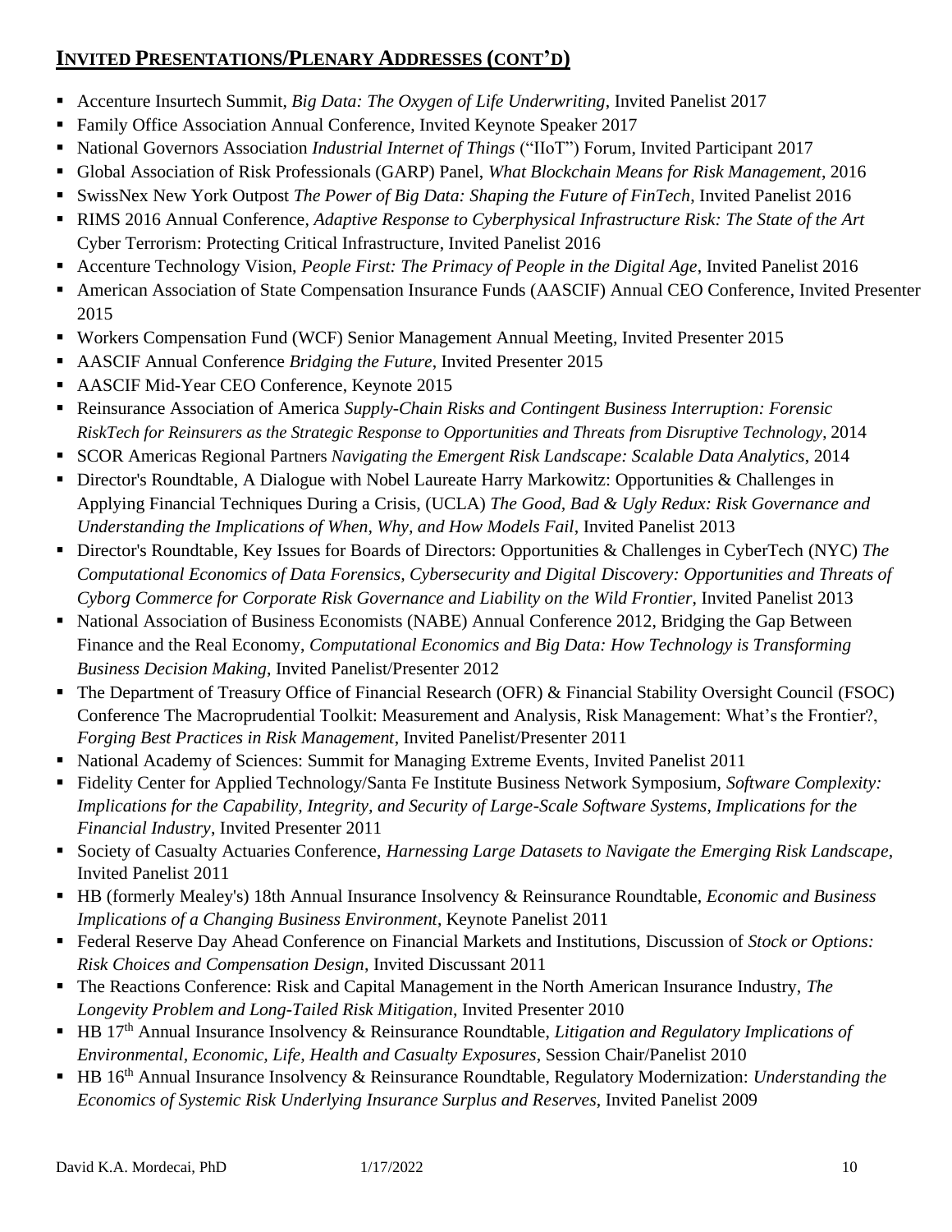## INVITED PRESENTATIONS/PLENARY ADDRESSES (CONT'D)

- Accenture Insurtech Summit, *Big Data: The Oxygen of Life Underwriting*, Invited Panelist 2017
- Family Office Association Annual Conference, Invited Keynote Speaker 2017
- National Governors Association *Industrial Internet of Things* ("IIoT") Forum, Invited Participant 2017
- Global Association of Risk Professionals (GARP) Panel, *What Blockchain Means for Risk Management*, 2016
- SwissNex New York Outpost *The Power of Big Data: Shaping the Future of FinTech*, Invited Panelist 2016
- RIMS 2016 Annual Conference, *Adaptive Response to Cyberphysical Infrastructure Risk: The State of the Art* Cyber Terrorism: Protecting Critical Infrastructure, Invited Panelist 2016
- Accenture Technology Vision, *People First: The Primacy of People in the Digital Age*, Invited Panelist 2016
- American Association of State Compensation Insurance Funds (AASCIF) Annual CEO Conference, Invited Presenter 2015
- Workers Compensation Fund (WCF) Senior Management Annual Meeting, Invited Presenter 2015
- AASCIF Annual Conference *Bridging the Future*, Invited Presenter 2015
- AASCIF Mid-Year CEO Conference, Keynote 2015
- Reinsurance Association of America *Supply-Chain Risks and Contingent Business Interruption: Forensic RiskTech for Reinsurers as the Strategic Response to Opportunities and Threats from Disruptive Technology*, 2014
- SCOR Americas Regional Partners *Navigating the Emergent Risk Landscape: Scalable Data Analytics*, 2014
- Director's Roundtable, A Dialogue with Nobel Laureate Harry Markowitz: Opportunities & Challenges in Applying Financial Techniques During a Crisis, (UCLA) *The Good, Bad & Ugly Redux: Risk Governance and Understanding the Implications of When, Why, and How Models Fail*, Invited Panelist 2013
- Director's Roundtable, Key Issues for Boards of Directors: Opportunities & Challenges in CyberTech (NYC) *The Computational Economics of Data Forensics, Cybersecurity and Digital Discovery: Opportunities and Threats of Cyborg Commerce for Corporate Risk Governance and Liability on the Wild Frontier*, Invited Panelist 2013
- National Association of Business Economists (NABE) Annual Conference 2012, Bridging the Gap Between Finance and the Real Economy, *Computational Economics and Big Data: How Technology is Transforming Business Decision Making*, Invited Panelist/Presenter 2012
- The Department of Treasury Office of Financial Research (OFR) & Financial Stability Oversight Council (FSOC) Conference The Macroprudential Toolkit: Measurement and Analysis, Risk Management: What's the Frontier?, *Forging Best Practices in Risk Management*, Invited Panelist/Presenter 2011
- National Academy of Sciences: Summit for Managing Extreme Events, Invited Panelist 2011
- Fidelity Center for Applied Technology/Santa Fe Institute Business Network Symposium, *Software Complexity: Implications for the Capability, Integrity, and Security of Large-Scale Software Systems*, *Implications for the Financial Industry*, Invited Presenter 2011
- Society of Casualty Actuaries Conference, *Harnessing Large Datasets to Navigate the Emerging Risk Landscape*, Invited Panelist 2011
- HB (formerly Mealey's) 18th Annual Insurance Insolvency & Reinsurance Roundtable, *Economic and Business Implications of a Changing Business Environment*, Keynote Panelist 2011
- Federal Reserve Day Ahead Conference on Financial Markets and Institutions, Discussion of *Stock or Options: Risk Choices and Compensation Design*, Invited Discussant 2011
- The Reactions Conference: Risk and Capital Management in the North American Insurance Industry, *The Longevity Problem and Long-Tailed Risk Mitigation*, Invited Presenter 2010
- HB 17th Annual Insurance Insolvency & Reinsurance Roundtable, *Litigation and Regulatory Implications of Environmental, Economic, Life, Health and Casualty Exposures*, Session Chair/Panelist 2010
- HB 16th Annual Insurance Insolvency & Reinsurance Roundtable, Regulatory Modernization: *Understanding the Economics of Systemic Risk Underlying Insurance Surplus and Reserves*, Invited Panelist 2009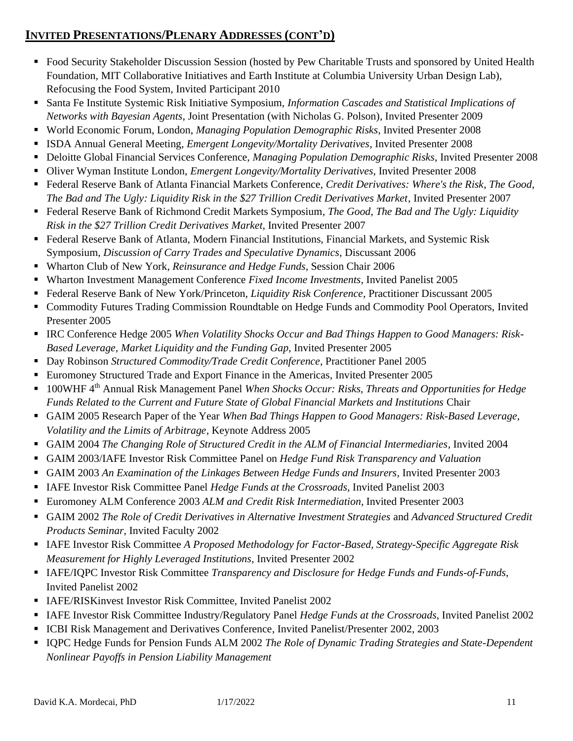## INVITED PRESENTATIONS/PLENARY ADDRESSES (CONT'D)

- Food Security Stakeholder Discussion Session (hosted by Pew Charitable Trusts and sponsored by United Health Foundation, MIT Collaborative Initiatives and Earth Institute at Columbia University Urban Design Lab), Refocusing the Food System, Invited Participant 2010
- Santa Fe Institute Systemic Risk Initiative Symposium, *Information Cascades and Statistical Implications of Networks with Bayesian Agents*, Joint Presentation (with Nicholas G. Polson), Invited Presenter 2009
- World Economic Forum, London, *Managing Population Demographic Risks*, Invited Presenter 2008
- ISDA Annual General Meeting, *Emergent Longevity/Mortality Derivatives*, Invited Presenter 2008
- Deloitte Global Financial Services Conference, *Managing Population Demographic Risks*, Invited Presenter 2008
- Oliver Wyman Institute London, *Emergent Longevity/Mortality Derivatives*, Invited Presenter 2008
- Federal Reserve Bank of Atlanta Financial Markets Conference, *Credit Derivatives: Where's the Risk*, *The Good, The Bad and The Ugly: Liquidity Risk in the $27 Trillion Credit Derivatives Market*, Invited Presenter 2007
- Federal Reserve Bank of Richmond Credit Markets Symposium, *The Good, The Bad and The Ugly: Liquidity Risk in the $27 Trillion Credit Derivatives Market*, Invited Presenter 2007
- Federal Reserve Bank of Atlanta, Modern Financial Institutions, Financial Markets, and Systemic Risk Symposium, *Discussion of Carry Trades and Speculative Dynamics*, Discussant 2006
- Wharton Club of New York, *Reinsurance and Hedge Funds*, Session Chair 2006
- Wharton Investment Management Conference *Fixed Income Investments*, Invited Panelist 2005
- Federal Reserve Bank of New York/Princeton, *Liquidity Risk Conference*, Practitioner Discussant 2005
- Commodity Futures Trading Commission Roundtable on Hedge Funds and Commodity Pool Operators, Invited Presenter 2005
- IRC Conference Hedge 2005 *When Volatility Shocks Occur and Bad Things Happen to Good Managers: Risk-Based Leverage, Market Liquidity and the Funding Gap*, Invited Presenter 2005
- Day Robinson *Structured Commodity/Trade Credit Conference*, Practitioner Panel 2005
- Euromoney Structured Trade and Export Finance in the Americas, Invited Presenter 2005
- 100WHF 4th Annual Risk Management Panel *When Shocks Occur: Risks, Threats and Opportunities for Hedge Funds Related to the Current and Future State of Global Financial Markets and Institutions* Chair
- GAIM 2005 Research Paper of the Year *When Bad Things Happen to Good Managers: Risk-Based Leverage, Volatility and the Limits of Arbitrage*, Keynote Address 2005
- GAIM 2004 *The Changing Role of Structured Credit in the ALM of Financial Intermediaries*, Invited 2004
- GAIM 2003/IAFE Investor Risk Committee Panel on *Hedge Fund Risk Transparency and Valuation*
- GAIM 2003 *An Examination of the Linkages Between Hedge Funds and Insurers*, Invited Presenter 2003
- IAFE Investor Risk Committee Panel *Hedge Funds at the Crossroads*, Invited Panelist 2003
- Euromoney ALM Conference 2003 *ALM and Credit Risk Intermediation*, Invited Presenter 2003
- GAIM 2002 *The Role of Credit Derivatives in Alternative Investment Strategies* and *Advanced Structured Credit Products Seminar*, Invited Faculty 2002
- IAFE Investor Risk Committee *A Proposed Methodology for Factor-Based, Strategy-Specific Aggregate Risk Measurement for Highly Leveraged Institutions*, Invited Presenter 2002
- IAFE/IQPC Investor Risk Committee *Transparency and Disclosure for Hedge Funds and Funds-of-Funds*, Invited Panelist 2002
- IAFE/RISKinvest Investor Risk Committee, Invited Panelist 2002
- IAFE Investor Risk Committee Industry/Regulatory Panel *Hedge Funds at the Crossroads*, Invited Panelist 2002
- ICBI Risk Management and Derivatives Conference, Invited Panelist/Presenter 2002, 2003
- IQPC Hedge Funds for Pension Funds ALM 2002 *The Role of Dynamic Trading Strategies and State-Dependent Nonlinear Payoffs in Pension Liability Management*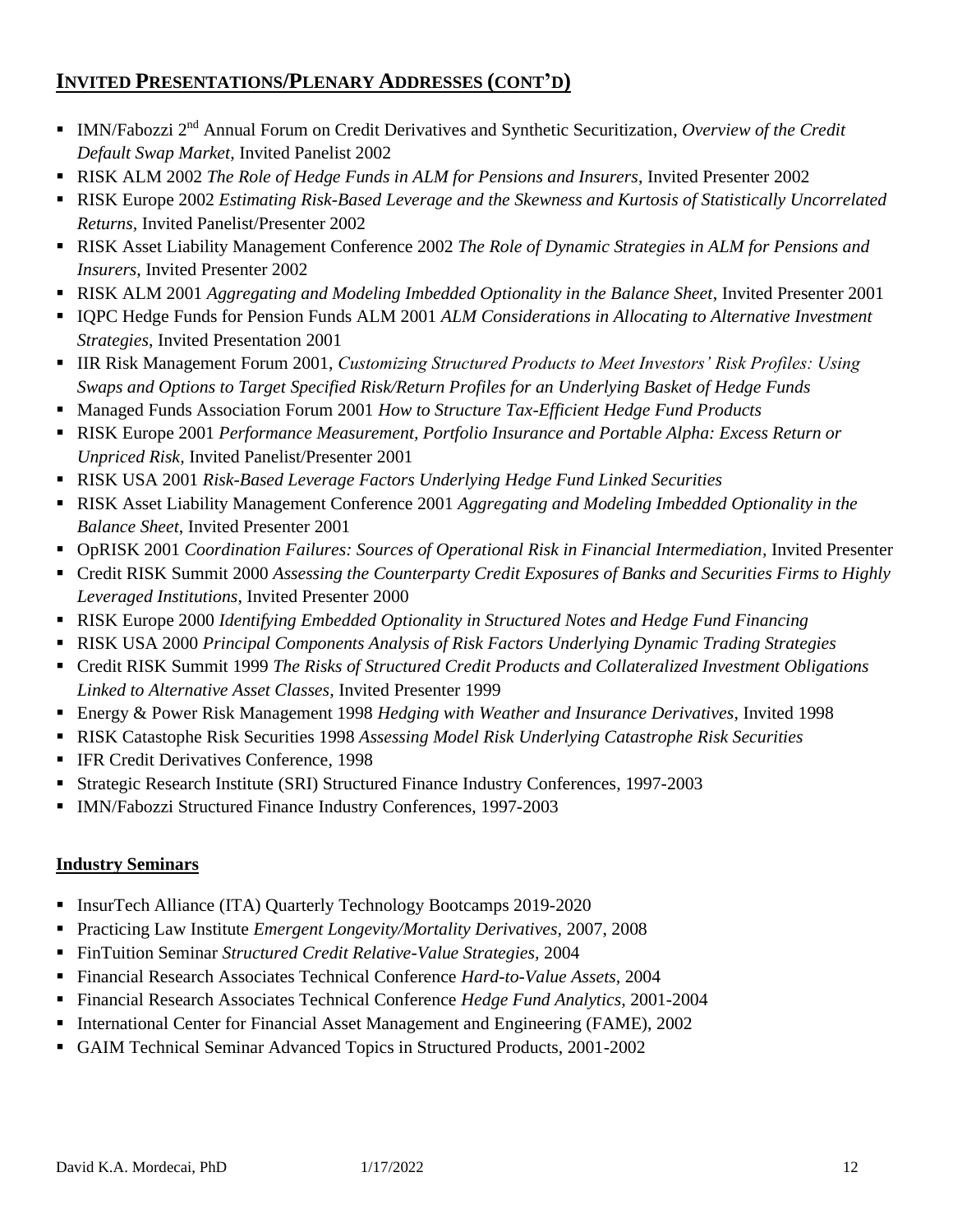## Invited Presentations/Plenary Addresses (cont'd)

- IMN/Fabozzi 2nd Annual Forum on Credit Derivatives and Synthetic Securitization, *Overview of the Credit Default Swap Market*, Invited Panelist 2002
- RISK ALM 2002 *The Role of Hedge Funds in ALM for Pensions and Insurers*, Invited Presenter 2002
- RISK Europe 2002 *Estimating Risk-Based Leverage and the Skewness and Kurtosis of Statistically Uncorrelated Returns*, Invited Panelist/Presenter 2002
- RISK Asset Liability Management Conference 2002 *The Role of Dynamic Strategies in ALM for Pensions and Insurers*, Invited Presenter 2002
- RISK ALM 2001 *Aggregating and Modeling Imbedded Optionality in the Balance Sheet*, Invited Presenter 2001
- IQPC Hedge Funds for Pension Funds ALM 2001 *ALM Considerations in Allocating to Alternative Investment Strategies*, Invited Presentation 2001
- IIR Risk Management Forum 2001, *Customizing Structured Products to Meet Investors' Risk Profiles: Using Swaps and Options to Target Specified Risk/Return Profiles for an Underlying Basket of Hedge Funds*
- Managed Funds Association Forum 2001 *How to Structure Tax-Efficient Hedge Fund Products*
- RISK Europe 2001 *Performance Measurement, Portfolio Insurance and Portable Alpha: Excess Return or Unpriced Risk*, Invited Panelist/Presenter 2001
- RISK USA 2001 *Risk-Based Leverage Factors Underlying Hedge Fund Linked Securities*
- RISK Asset Liability Management Conference 2001 *Aggregating and Modeling Imbedded Optionality in the Balance Sheet*, Invited Presenter 2001
- OpRISK 2001 *Coordination Failures: Sources of Operational Risk in Financial Intermediation*, Invited Presenter
- Credit RISK Summit 2000 *Assessing the Counterparty Credit Exposures of Banks and Securities Firms to Highly Leveraged Institutions*, Invited Presenter 2000
- RISK Europe 2000 *Identifying Embedded Optionality in Structured Notes and Hedge Fund Financing*
- RISK USA 2000 *Principal Components Analysis of Risk Factors Underlying Dynamic Trading Strategies*
- Credit RISK Summit 1999 *The Risks of Structured Credit Products and Collateralized Investment Obligations Linked to Alternative Asset Classes*, Invited Presenter 1999
- Energy & Power Risk Management 1998 *Hedging with Weather and Insurance Derivatives*, Invited 1998
- RISK Catastophe Risk Securities 1998 *Assessing Model Risk Underlying Catastrophe Risk Securities*
- IFR Credit Derivatives Conference, 1998
- Strategic Research Institute (SRI) Structured Finance Industry Conferences, 1997-2003
- IMN/Fabozzi Structured Finance Industry Conferences, 1997-2003

### Industry Seminars

- InsurTech Alliance (ITA) Quarterly Technology Bootcamps 2019-2020
- Practicing Law Institute *Emergent Longevity/Mortality Derivatives*, 2007, 2008
- FinTuition Seminar *Structured Credit Relative-Value Strategies*, 2004
- Financial Research Associates Technical Conference *Hard-to-Value Assets*, 2004
- Financial Research Associates Technical Conference *Hedge Fund Analytics*, 2001-2004
- International Center for Financial Asset Management and Engineering (FAME), 2002
- GAIM Technical Seminar Advanced Topics in Structured Products, 2001-2002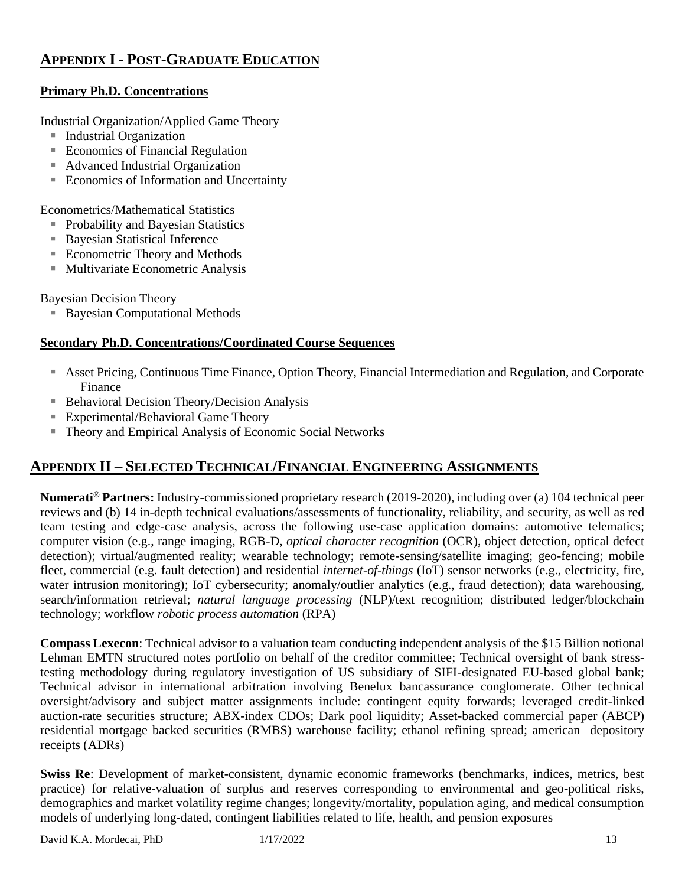## Appendix I - Post-Graduate Education

### Primary Ph.D. Concentrations

Industrial Organization/Applied Game Theory

- Industrial Organization
- Economics of Financial Regulation
- Advanced Industrial Organization
- Economics of Information and Uncertainty

Econometrics/Mathematical Statistics

- Probability and Bayesian Statistics
- Bayesian Statistical Inference
- Econometric Theory and Methods
- Multivariate Econometric Analysis

Bayesian Decision Theory

- Bayesian Computational Methods

### Secondary Ph.D. Concentrations/Coordinated Course Sequences

- Asset Pricing, Continuous Time Finance, Option Theory, Financial Intermediation and Regulation, and Corporate Finance
- Behavioral Decision Theory/Decision Analysis
- Experimental/Behavioral Game Theory
- Theory and Empirical Analysis of Economic Social Networks

## Appendix II – Selected Technical/Financial Engineering Assignments

**Numerati® Partners:** Industry-commissioned proprietary research (2019-2020), including over (a) 104 technical peer reviews and (b) 14 in-depth technical evaluations/assessments of functionality, reliability, and security, as well as red team testing and edge-case analysis, across the following use-case application domains: automotive telematics; computer vision (e.g., range imaging, RGB-D, *optical character recognition* (OCR), object detection, optical defect detection); virtual/augmented reality; wearable technology; remote-sensing/satellite imaging; geo-fencing; mobile fleet, commercial (e.g. fault detection) and residential *internet-of-things* (IoT) sensor networks (e.g., electricity, fire, water intrusion monitoring); IoT cybersecurity; anomaly/outlier analytics (e.g., fraud detection); data warehousing, search/information retrieval; *natural language processing* (NLP)/text recognition; distributed ledger/blockchain technology; workflow *robotic process automation* (RPA)

**Compass Lexecon**: Technical advisor to a valuation team conducting independent analysis of the $15 Billion notional Lehman EMTN structured notes portfolio on behalf of the creditor committee; Technical oversight of bank stress-testing methodology during regulatory investigation of US subsidiary of SIFI-designated EU-based global bank; Technical advisor in international arbitration involving Benelux bancassurance conglomerate. Other technical oversight/advisory and subject matter assignments include: contingent equity forwards; leveraged credit-linked auction-rate securities structure; ABX-index CDOs; Dark pool liquidity; Asset-backed commercial paper (ABCP) residential mortgage backed securities (RMBS) warehouse facility; ethanol refining spread; american depository receipts (ADRs)

**Swiss Re**: Development of market-consistent, dynamic economic frameworks (benchmarks, indices, metrics, best practice) for relative-valuation of surplus and reserves corresponding to environmental and geo-political risks, demographics and market volatility regime changes; longevity/mortality, population aging, and medical consumption models of underlying long-dated, contingent liabilities related to life, health, and pension exposures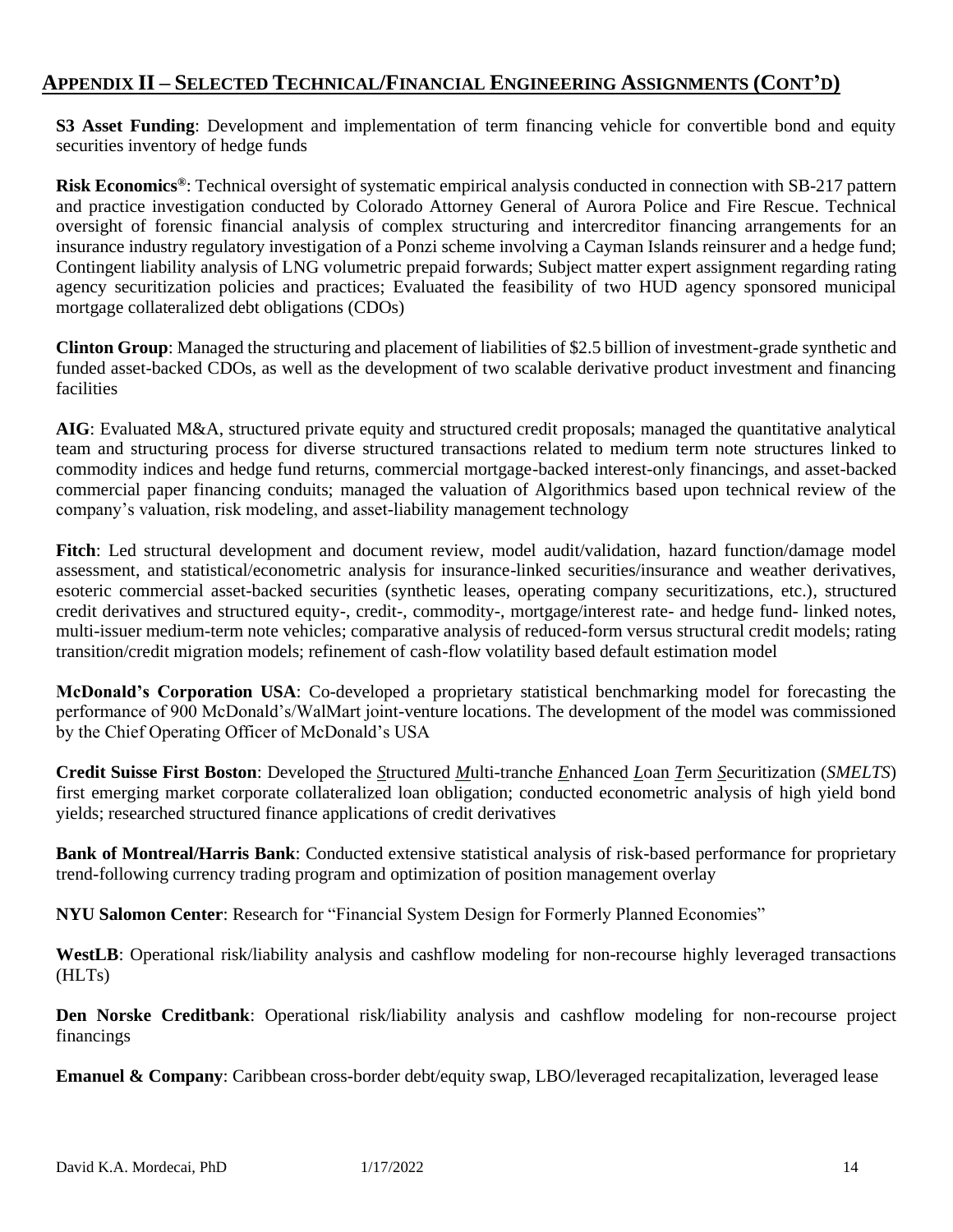## APPENDIX II – SELECTED TECHNICAL/FINANCIAL ENGINEERING ASSIGNMENTS (CONT'D)

**S3 Asset Funding**: Development and implementation of term financing vehicle for convertible bond and equity securities inventory of hedge funds

**Risk Economics®**: Technical oversight of systematic empirical analysis conducted in connection with SB-217 pattern and practice investigation conducted by Colorado Attorney General of Aurora Police and Fire Rescue. Technical oversight of forensic financial analysis of complex structuring and intercreditor financing arrangements for an insurance industry regulatory investigation of a Ponzi scheme involving a Cayman Islands reinsurer and a hedge fund; Contingent liability analysis of LNG volumetric prepaid forwards; Subject matter expert assignment regarding rating agency securitization policies and practices; Evaluated the feasibility of two HUD agency sponsored municipal mortgage collateralized debt obligations (CDOs)

**Clinton Group**: Managed the structuring and placement of liabilities of $2.5 billion of investment-grade synthetic and funded asset-backed CDOs, as well as the development of two scalable derivative product investment and financing facilities

**AIG**: Evaluated M&A, structured private equity and structured credit proposals; managed the quantitative analytical team and structuring process for diverse structured transactions related to medium term note structures linked to commodity indices and hedge fund returns, commercial mortgage-backed interest-only financings, and asset-backed commercial paper financing conduits; managed the valuation of Algorithmics based upon technical review of the company's valuation, risk modeling, and asset-liability management technology

**Fitch**: Led structural development and document review, model audit/validation, hazard function/damage model assessment, and statistical/econometric analysis for insurance-linked securities/insurance and weather derivatives, esoteric commercial asset-backed securities (synthetic leases, operating company securitizations, etc.), structured credit derivatives and structured equity-, credit-, commodity-, mortgage/interest rate- and hedge fund- linked notes, multi-issuer medium-term note vehicles; comparative analysis of reduced-form versus structural credit models; rating transition/credit migration models; refinement of cash-flow volatility based default estimation model

**McDonald's Corporation USA**: Co-developed a proprietary statistical benchmarking model for forecasting the performance of 900 McDonald's/WalMart joint-venture locations. The development of the model was commissioned by the Chief Operating Officer of McDonald's USA

**Credit Suisse First Boston**: Developed the *S*tructured *M*ulti-tranche *E*nhanced *L*oan *T*erm *S*ecuritization (*SMELTS*) first emerging market corporate collateralized loan obligation; conducted econometric analysis of high yield bond yields; researched structured finance applications of credit derivatives

**Bank of Montreal/Harris Bank**: Conducted extensive statistical analysis of risk-based performance for proprietary trend-following currency trading program and optimization of position management overlay

**NYU Salomon Center**: Research for "Financial System Design for Formerly Planned Economies"

**WestLB**: Operational risk/liability analysis and cashflow modeling for non-recourse highly leveraged transactions (HLTs)

**Den Norske Creditbank**: Operational risk/liability analysis and cashflow modeling for non-recourse project financings

**Emanuel & Company**: Caribbean cross-border debt/equity swap, LBO/leveraged recapitalization, leveraged lease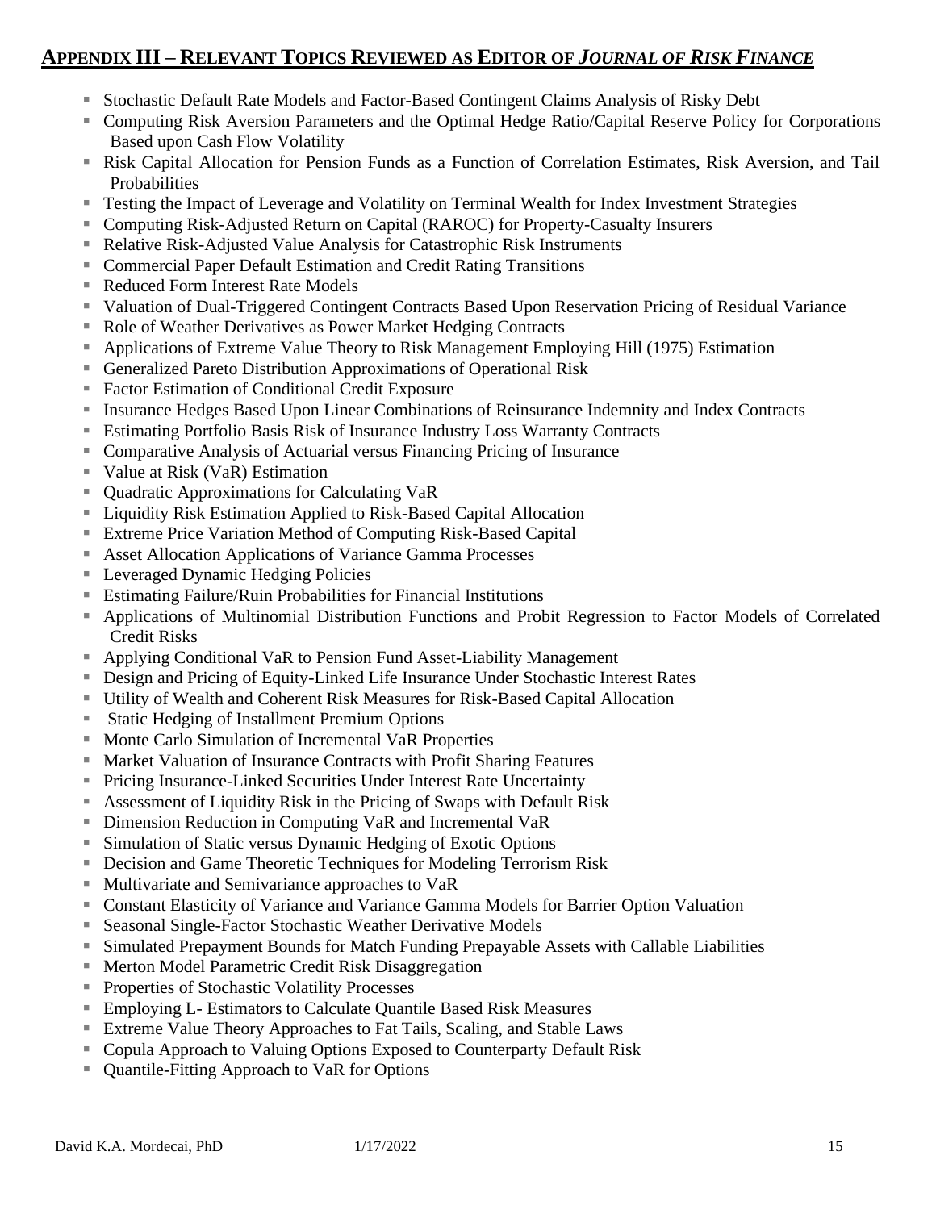## APPENDIX III – RELEVANT TOPICS REVIEWED AS EDITOR OF *JOURNAL OF RISK FINANCE*

- Stochastic Default Rate Models and Factor-Based Contingent Claims Analysis of Risky Debt
- Computing Risk Aversion Parameters and the Optimal Hedge Ratio/Capital Reserve Policy for Corporations Based upon Cash Flow Volatility
- Risk Capital Allocation for Pension Funds as a Function of Correlation Estimates, Risk Aversion, and Tail Probabilities
- Testing the Impact of Leverage and Volatility on Terminal Wealth for Index Investment Strategies
- Computing Risk-Adjusted Return on Capital (RAROC) for Property-Casualty Insurers
- Relative Risk-Adjusted Value Analysis for Catastrophic Risk Instruments
- Commercial Paper Default Estimation and Credit Rating Transitions
- Reduced Form Interest Rate Models
- Valuation of Dual-Triggered Contingent Contracts Based Upon Reservation Pricing of Residual Variance
- Role of Weather Derivatives as Power Market Hedging Contracts
- Applications of Extreme Value Theory to Risk Management Employing Hill (1975) Estimation
- Generalized Pareto Distribution Approximations of Operational Risk
- Factor Estimation of Conditional Credit Exposure
- Insurance Hedges Based Upon Linear Combinations of Reinsurance Indemnity and Index Contracts
- Estimating Portfolio Basis Risk of Insurance Industry Loss Warranty Contracts
- Comparative Analysis of Actuarial versus Financing Pricing of Insurance
- Value at Risk (VaR) Estimation
- Quadratic Approximations for Calculating VaR
- Liquidity Risk Estimation Applied to Risk-Based Capital Allocation
- Extreme Price Variation Method of Computing Risk-Based Capital
- Asset Allocation Applications of Variance Gamma Processes
- Leveraged Dynamic Hedging Policies
- Estimating Failure/Ruin Probabilities for Financial Institutions
- Applications of Multinomial Distribution Functions and Probit Regression to Factor Models of Correlated Credit Risks
- Applying Conditional VaR to Pension Fund Asset-Liability Management
- Design and Pricing of Equity-Linked Life Insurance Under Stochastic Interest Rates
- Utility of Wealth and Coherent Risk Measures for Risk-Based Capital Allocation
- Static Hedging of Installment Premium Options
- Monte Carlo Simulation of Incremental VaR Properties
- Market Valuation of Insurance Contracts with Profit Sharing Features
- Pricing Insurance-Linked Securities Under Interest Rate Uncertainty
- Assessment of Liquidity Risk in the Pricing of Swaps with Default Risk
- Dimension Reduction in Computing VaR and Incremental VaR
- Simulation of Static versus Dynamic Hedging of Exotic Options
- Decision and Game Theoretic Techniques for Modeling Terrorism Risk
- Multivariate and Semivariance approaches to VaR
- Constant Elasticity of Variance and Variance Gamma Models for Barrier Option Valuation
- Seasonal Single-Factor Stochastic Weather Derivative Models
- Simulated Prepayment Bounds for Match Funding Prepayable Assets with Callable Liabilities
- Merton Model Parametric Credit Risk Disaggregation
- Properties of Stochastic Volatility Processes
- Employing L- Estimators to Calculate Quantile Based Risk Measures
- Extreme Value Theory Approaches to Fat Tails, Scaling, and Stable Laws
- Copula Approach to Valuing Options Exposed to Counterparty Default Risk
- Quantile-Fitting Approach to VaR for Options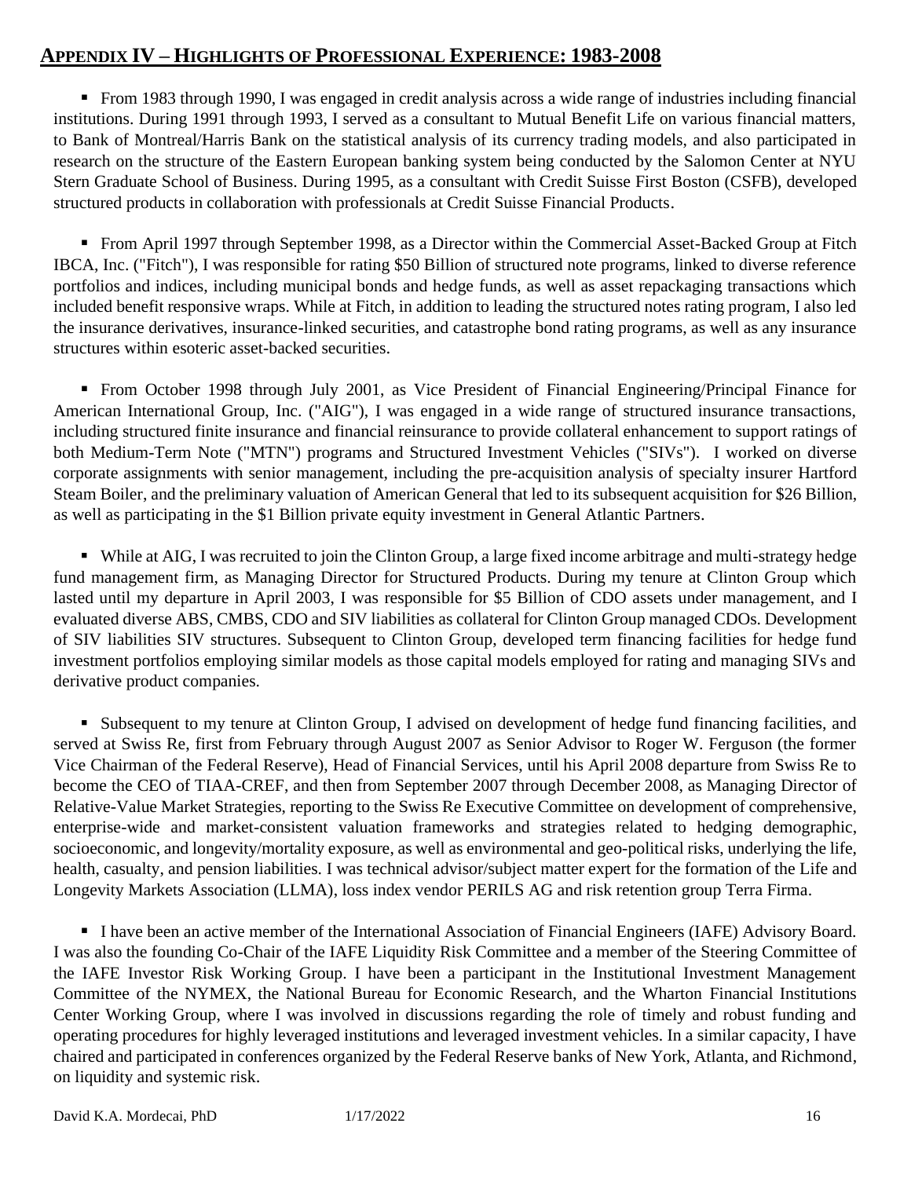## APPENDIX IV – HIGHLIGHTS OF PROFESSIONAL EXPERIENCE: 1983-2008

- From 1983 through 1990, I was engaged in credit analysis across a wide range of industries including financial institutions. During 1991 through 1993, I served as a consultant to Mutual Benefit Life on various financial matters, to Bank of Montreal/Harris Bank on the statistical analysis of its currency trading models, and also participated in research on the structure of the Eastern European banking system being conducted by the Salomon Center at NYU Stern Graduate School of Business. During 1995, as a consultant with Credit Suisse First Boston (CSFB), developed structured products in collaboration with professionals at Credit Suisse Financial Products.

- From April 1997 through September 1998, as a Director within the Commercial Asset-Backed Group at Fitch IBCA, Inc. ("Fitch"), I was responsible for rating $50 Billion of structured note programs, linked to diverse reference portfolios and indices, including municipal bonds and hedge funds, as well as asset repackaging transactions which included benefit responsive wraps. While at Fitch, in addition to leading the structured notes rating program, I also led the insurance derivatives, insurance-linked securities, and catastrophe bond rating programs, as well as any insurance structures within esoteric asset-backed securities.

- From October 1998 through July 2001, as Vice President of Financial Engineering/Principal Finance for American International Group, Inc. ("AIG"), I was engaged in a wide range of structured insurance transactions, including structured finite insurance and financial reinsurance to provide collateral enhancement to support ratings of both Medium-Term Note ("MTN") programs and Structured Investment Vehicles ("SIVs"). I worked on diverse corporate assignments with senior management, including the pre-acquisition analysis of specialty insurer Hartford Steam Boiler, and the preliminary valuation of American General that led to its subsequent acquisition for $26 Billion, as well as participating in the $1 Billion private equity investment in General Atlantic Partners.

- While at AIG, I was recruited to join the Clinton Group, a large fixed income arbitrage and multi-strategy hedge fund management firm, as Managing Director for Structured Products. During my tenure at Clinton Group which lasted until my departure in April 2003, I was responsible for $5 Billion of CDO assets under management, and I evaluated diverse ABS, CMBS, CDO and SIV liabilities as collateral for Clinton Group managed CDOs. Development of SIV liabilities SIV structures. Subsequent to Clinton Group, developed term financing facilities for hedge fund investment portfolios employing similar models as those capital models employed for rating and managing SIVs and derivative product companies.

- Subsequent to my tenure at Clinton Group, I advised on development of hedge fund financing facilities, and served at Swiss Re, first from February through August 2007 as Senior Advisor to Roger W. Ferguson (the former Vice Chairman of the Federal Reserve), Head of Financial Services, until his April 2008 departure from Swiss Re to become the CEO of TIAA-CREF, and then from September 2007 through December 2008, as Managing Director of Relative-Value Market Strategies, reporting to the Swiss Re Executive Committee on development of comprehensive, enterprise-wide and market-consistent valuation frameworks and strategies related to hedging demographic, socioeconomic, and longevity/mortality exposure, as well as environmental and geo-political risks, underlying the life, health, casualty, and pension liabilities. I was technical advisor/subject matter expert for the formation of the Life and Longevity Markets Association (LLMA), loss index vendor PERILS AG and risk retention group Terra Firma.

- I have been an active member of the International Association of Financial Engineers (IAFE) Advisory Board. I was also the founding Co-Chair of the IAFE Liquidity Risk Committee and a member of the Steering Committee of the IAFE Investor Risk Working Group. I have been a participant in the Institutional Investment Management Committee of the NYMEX, the National Bureau for Economic Research, and the Wharton Financial Institutions Center Working Group, where I was involved in discussions regarding the role of timely and robust funding and operating procedures for highly leveraged institutions and leveraged investment vehicles. In a similar capacity, I have chaired and participated in conferences organized by the Federal Reserve banks of New York, Atlanta, and Richmond, on liquidity and systemic risk.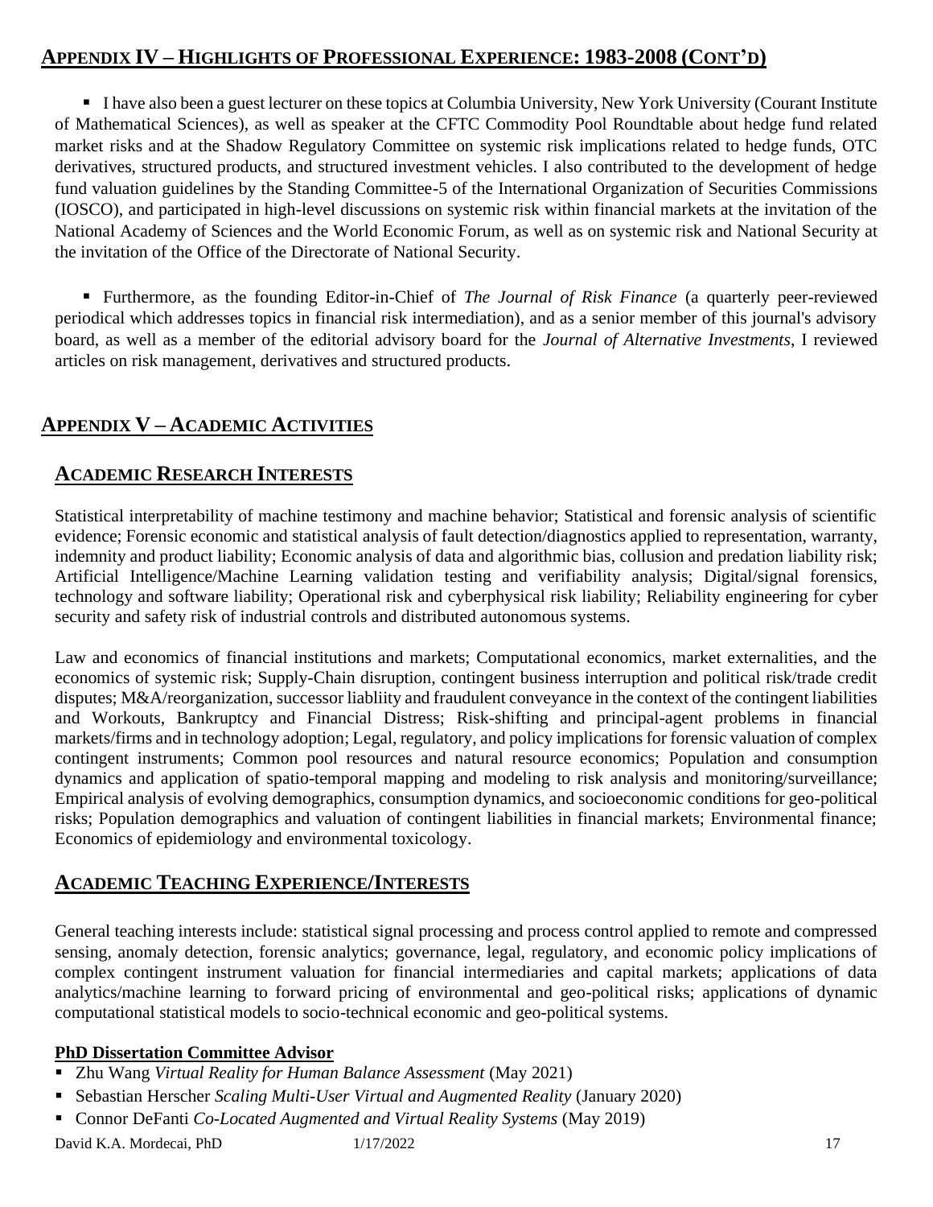## APPENDIX IV – HIGHLIGHTS OF PROFESSIONAL EXPERIENCE: 1983-2008 (CONT'D)

- I have also been a guest lecturer on these topics at Columbia University, New York University (Courant Institute of Mathematical Sciences), as well as speaker at the CFTC Commodity Pool Roundtable about hedge fund related market risks and at the Shadow Regulatory Committee on systemic risk implications related to hedge funds, OTC derivatives, structured products, and structured investment vehicles. I also contributed to the development of hedge fund valuation guidelines by the Standing Committee-5 of the International Organization of Securities Commissions (IOSCO), and participated in high-level discussions on systemic risk within financial markets at the invitation of the National Academy of Sciences and the World Economic Forum, as well as on systemic risk and National Security at the invitation of the Office of the Directorate of National Security.

- Furthermore, as the founding Editor-in-Chief of *The Journal of Risk Finance* (a quarterly peer-reviewed periodical which addresses topics in financial risk intermediation), and as a senior member of this journal's advisory board, as well as a member of the editorial advisory board for the *Journal of Alternative Investments*, I reviewed articles on risk management, derivatives and structured products.

## APPENDIX V – ACADEMIC ACTIVITIES

### ACADEMIC RESEARCH INTERESTS

Statistical interpretability of machine testimony and machine behavior; Statistical and forensic analysis of scientific evidence; Forensic economic and statistical analysis of fault detection/diagnostics applied to representation, warranty, indemnity and product liability; Economic analysis of data and algorithmic bias, collusion and predation liability risk; Artificial Intelligence/Machine Learning validation testing and verifiability analysis; Digital/signal forensics, technology and software liability; Operational risk and cyberphysical risk liability; Reliability engineering for cyber security and safety risk of industrial controls and distributed autonomous systems.

Law and economics of financial institutions and markets; Computational economics, market externalities, and the economics of systemic risk; Supply-Chain disruption, contingent business interruption and political risk/trade credit disputes; M&A/reorganization, successor liabliity and fraudulent conveyance in the context of the contingent liabilities and Workouts, Bankruptcy and Financial Distress; Risk-shifting and principal-agent problems in financial markets/firms and in technology adoption; Legal, regulatory, and policy implications for forensic valuation of complex contingent instruments; Common pool resources and natural resource economics; Population and consumption dynamics and application of spatio-temporal mapping and modeling to risk analysis and monitoring/surveillance; Empirical analysis of evolving demographics, consumption dynamics, and socioeconomic conditions for geo-political risks; Population demographics and valuation of contingent liabilities in financial markets; Environmental finance; Economics of epidemiology and environmental toxicology.

### ACADEMIC TEACHING EXPERIENCE/INTERESTS

General teaching interests include: statistical signal processing and process control applied to remote and compressed sensing, anomaly detection, forensic analytics; governance, legal, regulatory, and economic policy implications of complex contingent instrument valuation for financial intermediaries and capital markets; applications of data analytics/machine learning to forward pricing of environmental and geo-political risks; applications of dynamic computational statistical models to socio-technical economic and geo-political systems.

**PhD Dissertation Committee Advisor**

- Zhu Wang *Virtual Reality for Human Balance Assessment* (May 2021)
- Sebastian Herscher *Scaling Multi-User Virtual and Augmented Reality* (January 2020)
- Connor DeFanti *Co-Located Augmented and Virtual Reality Systems* (May 2019)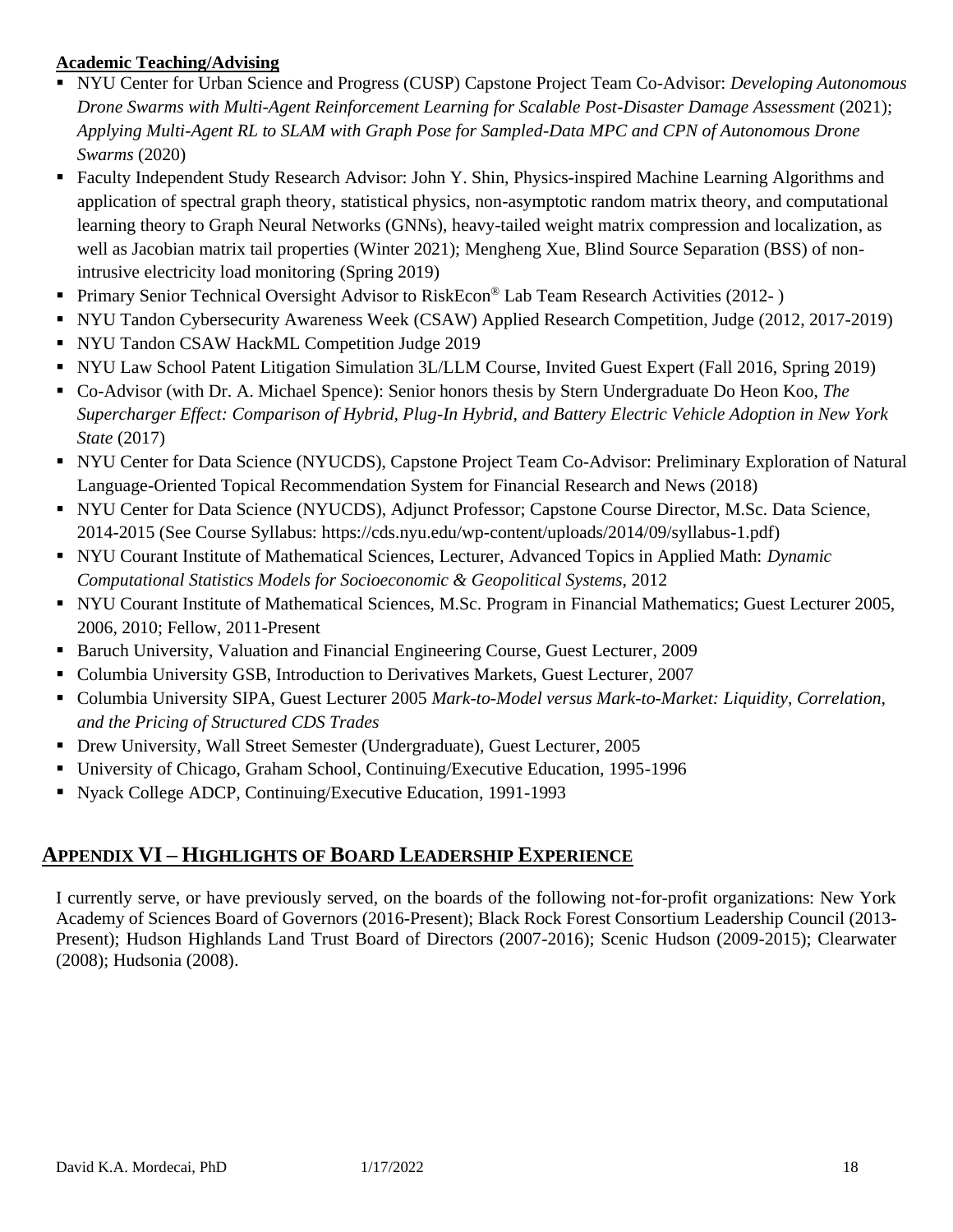**Academic Teaching/Advising**

- NYU Center for Urban Science and Progress (CUSP) Capstone Project Team Co-Advisor: *Developing Autonomous Drone Swarms with Multi-Agent Reinforcement Learning for Scalable Post-Disaster Damage Assessment* (2021); *Applying Multi-Agent RL to SLAM with Graph Pose for Sampled-Data MPC and CPN of Autonomous Drone Swarms* (2020)
- Faculty Independent Study Research Advisor: John Y. Shin, Physics-inspired Machine Learning Algorithms and application of spectral graph theory, statistical physics, non-asymptotic random matrix theory, and computational learning theory to Graph Neural Networks (GNNs), heavy-tailed weight matrix compression and localization, as well as Jacobian matrix tail properties (Winter 2021); Mengheng Xue, Blind Source Separation (BSS) of non-intrusive electricity load monitoring (Spring 2019)
- Primary Senior Technical Oversight Advisor to RiskEcon® Lab Team Research Activities (2012- )
- NYU Tandon Cybersecurity Awareness Week (CSAW) Applied Research Competition, Judge (2012, 2017-2019)
- NYU Tandon CSAW HackML Competition Judge 2019
- NYU Law School Patent Litigation Simulation 3L/LLM Course, Invited Guest Expert (Fall 2016, Spring 2019)
- Co-Advisor (with Dr. A. Michael Spence): Senior honors thesis by Stern Undergraduate Do Heon Koo, *The Supercharger Effect: Comparison of Hybrid, Plug-In Hybrid, and Battery Electric Vehicle Adoption in New York State* (2017)
- NYU Center for Data Science (NYUCDS), Capstone Project Team Co-Advisor: Preliminary Exploration of Natural Language-Oriented Topical Recommendation System for Financial Research and News (2018)
- NYU Center for Data Science (NYUCDS), Adjunct Professor; Capstone Course Director, M.Sc. Data Science, 2014-2015 (See Course Syllabus: https://cds.nyu.edu/wp-content/uploads/2014/09/syllabus-1.pdf)
- NYU Courant Institute of Mathematical Sciences, Lecturer, Advanced Topics in Applied Math: *Dynamic Computational Statistics Models for Socioeconomic & Geopolitical Systems*, 2012
- NYU Courant Institute of Mathematical Sciences, M.Sc. Program in Financial Mathematics; Guest Lecturer 2005, 2006, 2010; Fellow, 2011-Present
- Baruch University, Valuation and Financial Engineering Course, Guest Lecturer, 2009
- Columbia University GSB, Introduction to Derivatives Markets, Guest Lecturer, 2007
- Columbia University SIPA, Guest Lecturer 2005 *Mark-to-Model versus Mark-to-Market: Liquidity, Correlation, and the Pricing of Structured CDS Trades*
- Drew University, Wall Street Semester (Undergraduate), Guest Lecturer, 2005
- University of Chicago, Graham School, Continuing/Executive Education, 1995-1996
- Nyack College ADCP, Continuing/Executive Education, 1991-1993

## APPENDIX VI – HIGHLIGHTS OF BOARD LEADERSHIP EXPERIENCE

I currently serve, or have previously served, on the boards of the following not-for-profit organizations: New York Academy of Sciences Board of Governors (2016-Present); Black Rock Forest Consortium Leadership Council (2013-Present); Hudson Highlands Land Trust Board of Directors (2007-2016); Scenic Hudson (2009-2015); Clearwater (2008); Hudsonia (2008).